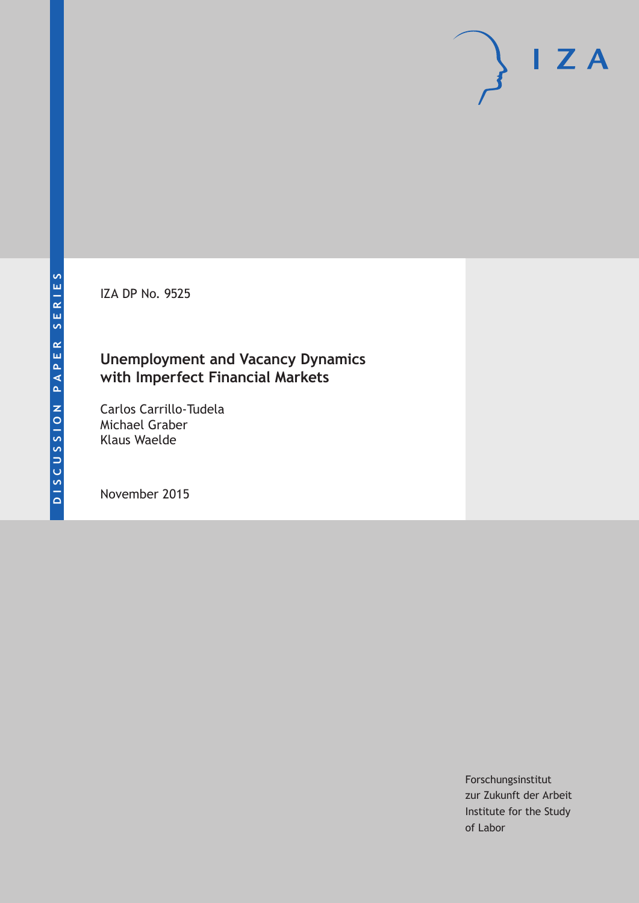DISCUSSION PAPER SERIES

IZA DP No. 9525

# Unemployment and Vacancy Dynamics with Imperfect Financial Markets

Carlos Carrillo-Tudela
Michael Graber
Klaus Waelde

November 2015

Forschungsinstitut
zur Zukunft der Arbeit
Institute for the Study
of Labor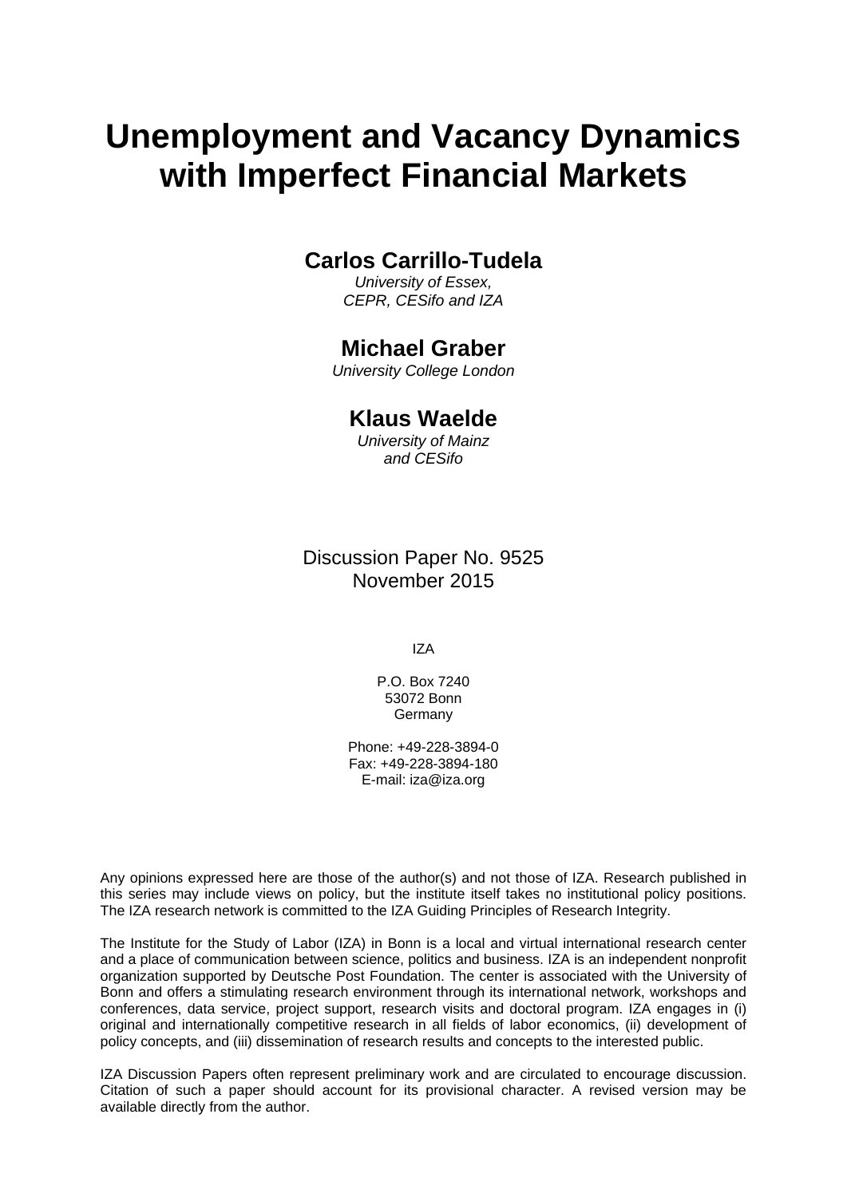# Unemployment and Vacancy Dynamics with Imperfect Financial Markets

**Carlos Carrillo-Tudela**

*University of Essex, CEPR, CESifo and IZA*

**Michael Graber**

*University College London*

**Klaus Waelde**

*University of Mainz and CESifo*

Discussion Paper No. 9525
November 2015

IZA

P.O. Box 7240
53072 Bonn
Germany

Phone: +49-228-3894-0
Fax: +49-228-3894-180
E-mail: iza@iza.org

Any opinions expressed here are those of the author(s) and not those of IZA. Research published in this series may include views on policy, but the institute itself takes no institutional policy positions. The IZA research network is committed to the IZA Guiding Principles of Research Integrity.

The Institute for the Study of Labor (IZA) in Bonn is a local and virtual international research center and a place of communication between science, politics and business. IZA is an independent nonprofit organization supported by Deutsche Post Foundation. The center is associated with the University of Bonn and offers a stimulating research environment through its international network, workshops and conferences, data service, project support, research visits and doctoral program. IZA engages in (i) original and internationally competitive research in all fields of labor economics, (ii) development of policy concepts, and (iii) dissemination of research results and concepts to the interested public.

IZA Discussion Papers often represent preliminary work and are circulated to encourage discussion. Citation of such a paper should account for its provisional character. A revised version may be available directly from the author.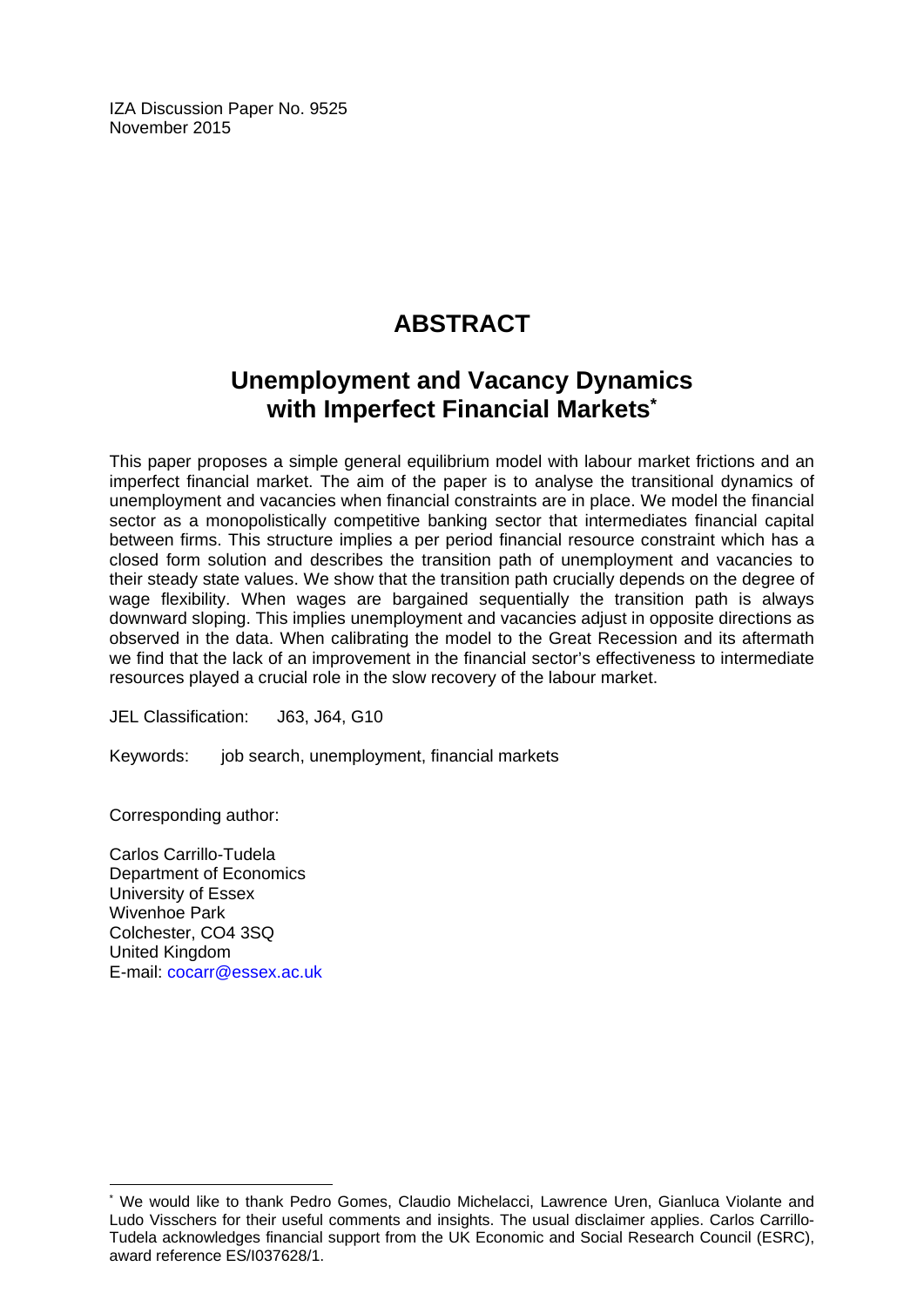IZA Discussion Paper No. 9525
November 2015

# ABSTRACT

## Unemployment and Vacancy Dynamics with Imperfect Financial Markets*

This paper proposes a simple general equilibrium model with labour market frictions and an imperfect financial market. The aim of the paper is to analyse the transitional dynamics of unemployment and vacancies when financial constraints are in place. We model the financial sector as a monopolistically competitive banking sector that intermediates financial capital between firms. This structure implies a per period financial resource constraint which has a closed form solution and describes the transition path of unemployment and vacancies to their steady state values. We show that the transition path crucially depends on the degree of wage flexibility. When wages are bargained sequentially the transition path is always downward sloping. This implies unemployment and vacancies adjust in opposite directions as observed in the data. When calibrating the model to the Great Recession and its aftermath we find that the lack of an improvement in the financial sector's effectiveness to intermediate resources played a crucial role in the slow recovery of the labour market.

JEL Classification: J63, J64, G10

Keywords: job search, unemployment, financial markets

Corresponding author:

Carlos Carrillo-Tudela
Department of Economics
University of Essex
Wivenhoe Park
Colchester, CO4 3SQ
United Kingdom
E-mail: cocarr@essex.ac.uk

---

* We would like to thank Pedro Gomes, Claudio Michelacci, Lawrence Uren, Gianluca Violante and Ludo Visschers for their useful comments and insights. The usual disclaimer applies. Carlos Carrillo-Tudela acknowledges financial support from the UK Economic and Social Research Council (ESRC), award reference ES/I037628/1.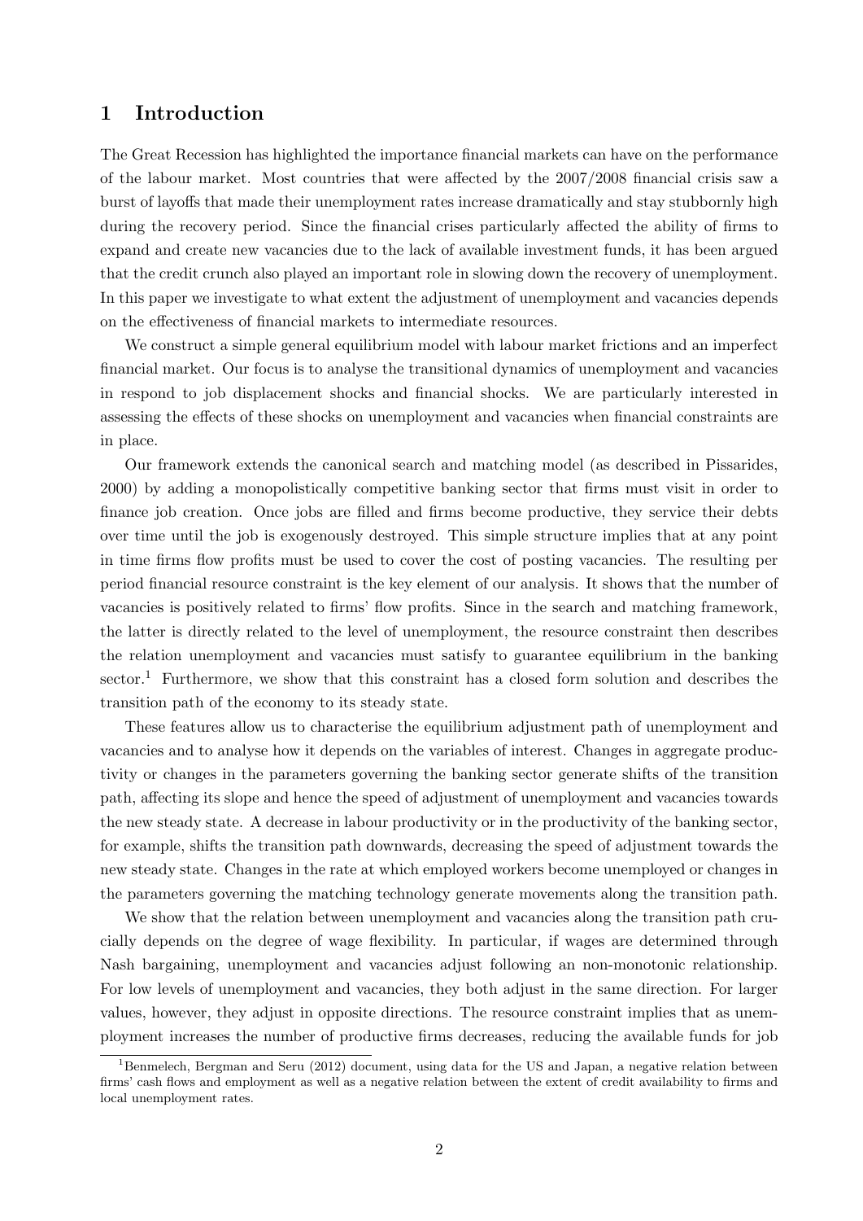# 1 Introduction

The Great Recession has highlighted the importance financial markets can have on the performance of the labour market. Most countries that were affected by the 2007/2008 financial crisis saw a burst of layoffs that made their unemployment rates increase dramatically and stay stubbornly high during the recovery period. Since the financial crises particularly affected the ability of firms to expand and create new vacancies due to the lack of available investment funds, it has been argued that the credit crunch also played an important role in slowing down the recovery of unemployment. In this paper we investigate to what extent the adjustment of unemployment and vacancies depends on the effectiveness of financial markets to intermediate resources.

We construct a simple general equilibrium model with labour market frictions and an imperfect financial market. Our focus is to analyse the transitional dynamics of unemployment and vacancies in respond to job displacement shocks and financial shocks. We are particularly interested in assessing the effects of these shocks on unemployment and vacancies when financial constraints are in place.

Our framework extends the canonical search and matching model (as described in Pissarides, 2000) by adding a monopolistically competitive banking sector that firms must visit in order to finance job creation. Once jobs are filled and firms become productive, they service their debts over time until the job is exogenously destroyed. This simple structure implies that at any point in time firms flow profits must be used to cover the cost of posting vacancies. The resulting per period financial resource constraint is the key element of our analysis. It shows that the number of vacancies is positively related to firms' flow profits. Since in the search and matching framework, the latter is directly related to the level of unemployment, the resource constraint then describes the relation unemployment and vacancies must satisfy to guarantee equilibrium in the banking sector.[1] Furthermore, we show that this constraint has a closed form solution and describes the transition path of the economy to its steady state.

These features allow us to characterise the equilibrium adjustment path of unemployment and vacancies and to analyse how it depends on the variables of interest. Changes in aggregate productivity or changes in the parameters governing the banking sector generate shifts of the transition path, affecting its slope and hence the speed of adjustment of unemployment and vacancies towards the new steady state. A decrease in labour productivity or in the productivity of the banking sector, for example, shifts the transition path downwards, decreasing the speed of adjustment towards the new steady state. Changes in the rate at which employed workers become unemployed or changes in the parameters governing the matching technology generate movements along the transition path.

We show that the relation between unemployment and vacancies along the transition path crucially depends on the degree of wage flexibility. In particular, if wages are determined through Nash bargaining, unemployment and vacancies adjust following an non-monotonic relationship. For low levels of unemployment and vacancies, they both adjust in the same direction. For larger values, however, they adjust in opposite directions. The resource constraint implies that as unemployment increases the number of productive firms decreases, reducing the available funds for job

[1] Benmelech, Bergman and Seru (2012) document, using data for the US and Japan, a negative relation between firms' cash flows and employment as well as a negative relation between the extent of credit availability to firms and local unemployment rates.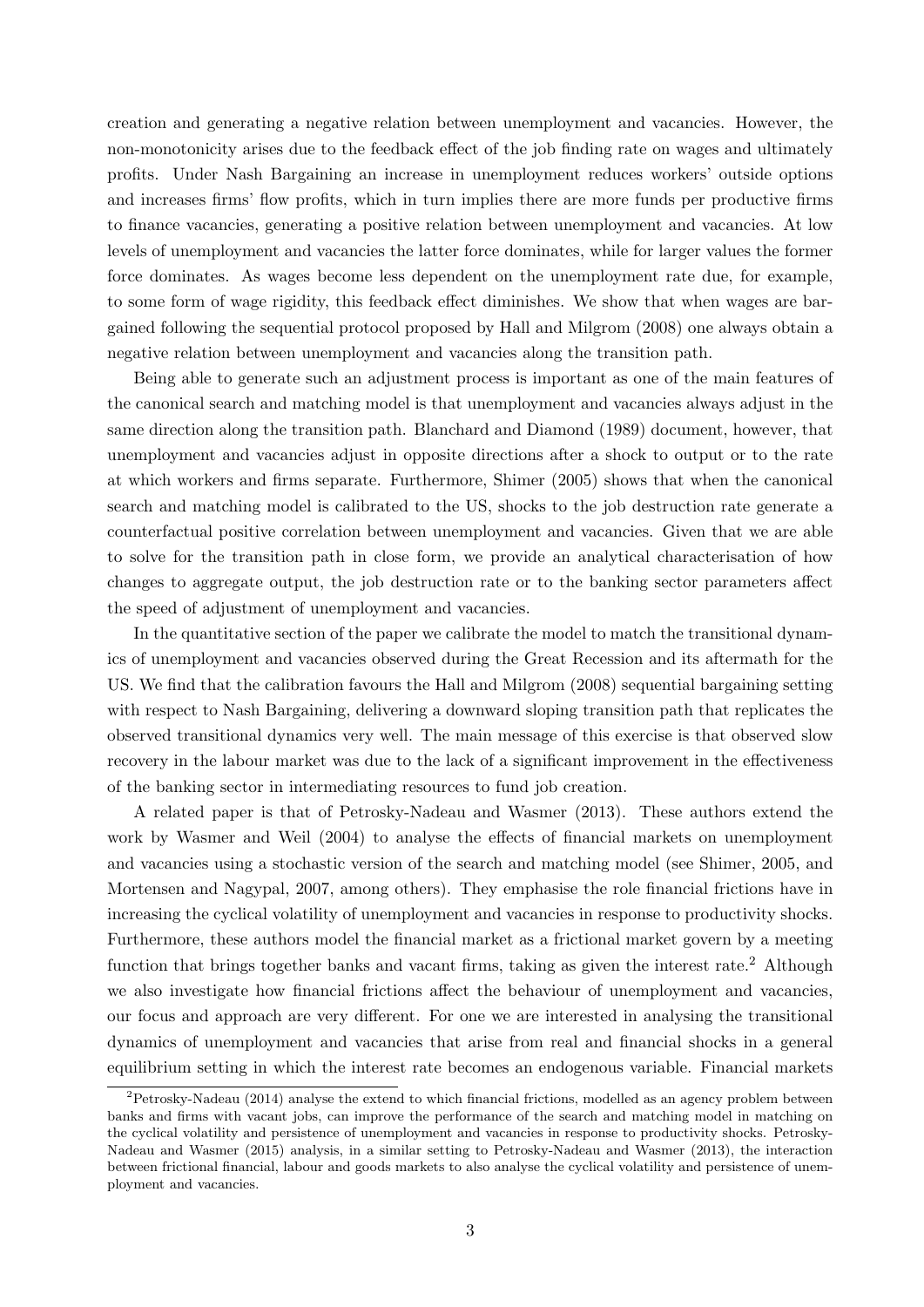creation and generating a negative relation between unemployment and vacancies. However, the non-monotonicity arises due to the feedback effect of the job finding rate on wages and ultimately profits. Under Nash Bargaining an increase in unemployment reduces workers' outside options and increases firms' flow profits, which in turn implies there are more funds per productive firms to finance vacancies, generating a positive relation between unemployment and vacancies. At low levels of unemployment and vacancies the latter force dominates, while for larger values the former force dominates. As wages become less dependent on the unemployment rate due, for example, to some form of wage rigidity, this feedback effect diminishes. We show that when wages are bargained following the sequential protocol proposed by Hall and Milgrom (2008) one always obtain a negative relation between unemployment and vacancies along the transition path.

Being able to generate such an adjustment process is important as one of the main features of the canonical search and matching model is that unemployment and vacancies always adjust in the same direction along the transition path. Blanchard and Diamond (1989) document, however, that unemployment and vacancies adjust in opposite directions after a shock to output or to the rate at which workers and firms separate. Furthermore, Shimer (2005) shows that when the canonical search and matching model is calibrated to the US, shocks to the job destruction rate generate a counterfactual positive correlation between unemployment and vacancies. Given that we are able to solve for the transition path in close form, we provide an analytical characterisation of how changes to aggregate output, the job destruction rate or to the banking sector parameters affect the speed of adjustment of unemployment and vacancies.

In the quantitative section of the paper we calibrate the model to match the transitional dynamics of unemployment and vacancies observed during the Great Recession and its aftermath for the US. We find that the calibration favours the Hall and Milgrom (2008) sequential bargaining setting with respect to Nash Bargaining, delivering a downward sloping transition path that replicates the observed transitional dynamics very well. The main message of this exercise is that observed slow recovery in the labour market was due to the lack of a significant improvement in the effectiveness of the banking sector in intermediating resources to fund job creation.

A related paper is that of Petrosky-Nadeau and Wasmer (2013). These authors extend the work by Wasmer and Weil (2004) to analyse the effects of financial markets on unemployment and vacancies using a stochastic version of the search and matching model (see Shimer, 2005, and Mortensen and Nagypal, 2007, among others). They emphasise the role financial frictions have in increasing the cyclical volatility of unemployment and vacancies in response to productivity shocks. Furthermore, these authors model the financial market as a frictional market govern by a meeting function that brings together banks and vacant firms, taking as given the interest rate.[2] Although we also investigate how financial frictions affect the behaviour of unemployment and vacancies, our focus and approach are very different. For one we are interested in analysing the transitional dynamics of unemployment and vacancies that arise from real and financial shocks in a general equilibrium setting in which the interest rate becomes an endogenous variable. Financial markets

[2] Petrosky-Nadeau (2014) analyse the extend to which financial frictions, modelled as an agency problem between banks and firms with vacant jobs, can improve the performance of the search and matching model in matching on the cyclical volatility and persistence of unemployment and vacancies in response to productivity shocks. Petrosky-Nadeau and Wasmer (2015) analysis, in a similar setting to Petrosky-Nadeau and Wasmer (2013), the interaction between frictional financial, labour and goods markets to also analyse the cyclical volatility and persistence of unemployment and vacancies.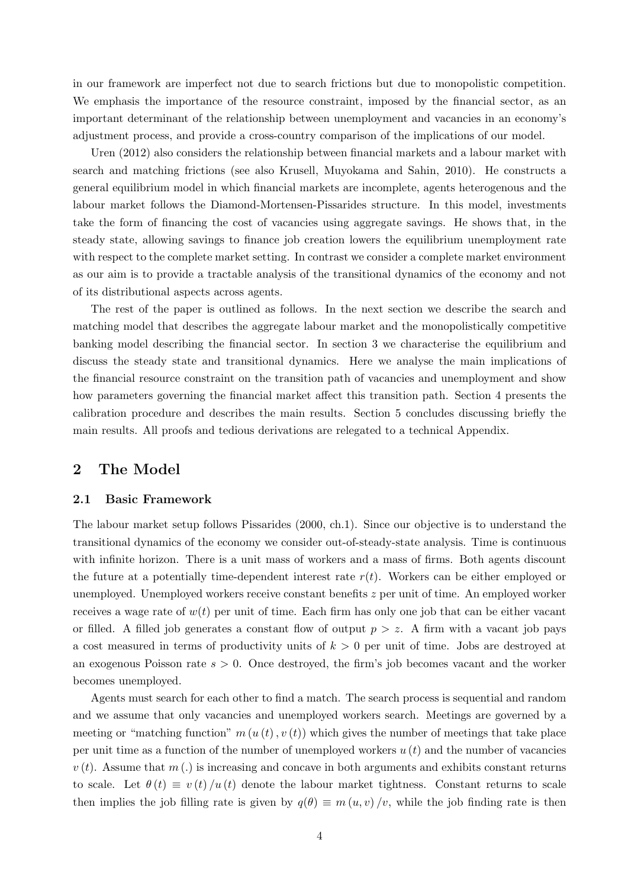in our framework are imperfect not due to search frictions but due to monopolistic competition. We emphasis the importance of the resource constraint, imposed by the financial sector, as an important determinant of the relationship between unemployment and vacancies in an economy's adjustment process, and provide a cross-country comparison of the implications of our model.

Uren (2012) also considers the relationship between financial markets and a labour market with search and matching frictions (see also Krusell, Muyokama and Sahin, 2010). He constructs a general equilibrium model in which financial markets are incomplete, agents heterogenous and the labour market follows the Diamond-Mortensen-Pissarides structure. In this model, investments take the form of financing the cost of vacancies using aggregate savings. He shows that, in the steady state, allowing savings to finance job creation lowers the equilibrium unemployment rate with respect to the complete market setting. In contrast we consider a complete market environment as our aim is to provide a tractable analysis of the transitional dynamics of the economy and not of its distributional aspects across agents.

The rest of the paper is outlined as follows. In the next section we describe the search and matching model that describes the aggregate labour market and the monopolistically competitive banking model describing the financial sector. In section 3 we characterise the equilibrium and discuss the steady state and transitional dynamics. Here we analyse the main implications of the financial resource constraint on the transition path of vacancies and unemployment and show how parameters governing the financial market affect this transition path. Section 4 presents the calibration procedure and describes the main results. Section 5 concludes discussing briefly the main results. All proofs and tedious derivations are relegated to a technical Appendix.

## 2 The Model

### 2.1 Basic Framework

The labour market setup follows Pissarides (2000, ch.1). Since our objective is to understand the transitional dynamics of the economy we consider out-of-steady-state analysis. Time is continuous with infinite horizon. There is a unit mass of workers and a mass of firms. Both agents discount the future at a potentially time-dependent interest rate $r(t)$. Workers can be either employed or unemployed. Unemployed workers receive constant benefits $z$ per unit of time. An employed worker receives a wage rate of $w(t)$ per unit of time. Each firm has only one job that can be either vacant or filled. A filled job generates a constant flow of output $p > z$. A firm with a vacant job pays a cost measured in terms of productivity units of $k > 0$ per unit of time. Jobs are destroyed at an exogenous Poisson rate $s > 0$. Once destroyed, the firm's job becomes vacant and the worker becomes unemployed.

Agents must search for each other to find a match. The search process is sequential and random and we assume that only vacancies and unemployed workers search. Meetings are governed by a meeting or "matching function" $m(u(t), v(t))$ which gives the number of meetings that take place per unit time as a function of the number of unemployed workers $u(t)$ and the number of vacancies $v(t)$. Assume that $m(.)$ is increasing and concave in both arguments and exhibits constant returns to scale. Let $\theta(t) \equiv v(t)/u(t)$ denote the labour market tightness. Constant returns to scale then implies the job filling rate is given by $q(\theta) \equiv m(u, v)/v$, while the job finding rate is then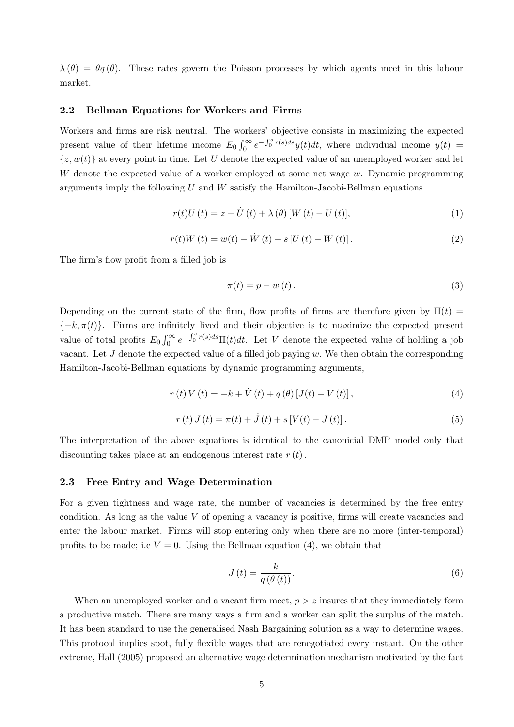$\lambda(\theta) = \theta q(\theta)$. These rates govern the Poisson processes by which agents meet in this labour market.

### 2.2 Bellman Equations for Workers and Firms

Workers and firms are risk neutral. The workers' objective consists in maximizing the expected present value of their lifetime income $E_0 \int_0^\infty e^{-\int_0^s r(s)ds} y(t)dt$, where individual income $y(t) = \{z, w(t)\}$ at every point in time. Let $U$ denote the expected value of an unemployed worker and let $W$ denote the expected value of a worker employed at some net wage $w$. Dynamic programming arguments imply the following $U$ and $W$ satisfy the Hamilton-Jacobi-Bellman equations

$$r(t)U(t) = z + \dot{U}(t) + \lambda(\theta)[W(t) - U(t)], \tag{1}$$

$$r(t)W(t) = w(t) + \dot{W}(t) + s[U(t) - W(t)]. \tag{2}$$

The firm's flow profit from a filled job is

$$\pi(t) = p - w(t). \tag{3}$$

Depending on the current state of the firm, flow profits of firms are therefore given by $\Pi(t) = \{-k, \pi(t)\}$. Firms are infinitely lived and their objective is to maximize the expected present value of total profits $E_0 \int_0^\infty e^{-\int_0^s r(s)ds} \Pi(t)dt$. Let $V$ denote the expected value of holding a job vacant. Let $J$ denote the expected value of a filled job paying $w$. We then obtain the corresponding Hamilton-Jacobi-Bellman equations by dynamic programming arguments,

$$r(t)V(t) = -k + \dot{V}(t) + q(\theta)[J(t) - V(t)], \tag{4}$$

$$r(t)J(t) = \pi(t) + \dot{J}(t) + s[V(t) - J(t)]. \tag{5}$$

The interpretation of the above equations is identical to the canonicial DMP model only that discounting takes place at an endogenous interest rate $r(t)$.

### 2.3 Free Entry and Wage Determination

For a given tightness and wage rate, the number of vacancies is determined by the free entry condition. As long as the value $V$ of opening a vacancy is positive, firms will create vacancies and enter the labour market. Firms will stop entering only when there are no more (inter-temporal) profits to be made; i.e $V = 0$. Using the Bellman equation (4), we obtain that

$$J(t) = \frac{k}{q(\theta(t))}. \tag{6}$$

When an unemployed worker and a vacant firm meet, $p > z$ insures that they immediately form a productive match. There are many ways a firm and a worker can split the surplus of the match. It has been standard to use the generalised Nash Bargaining solution as a way to determine wages. This protocol implies spot, fully flexible wages that are renegotiated every instant. On the other extreme, Hall (2005) proposed an alternative wage determination mechanism motivated by the fact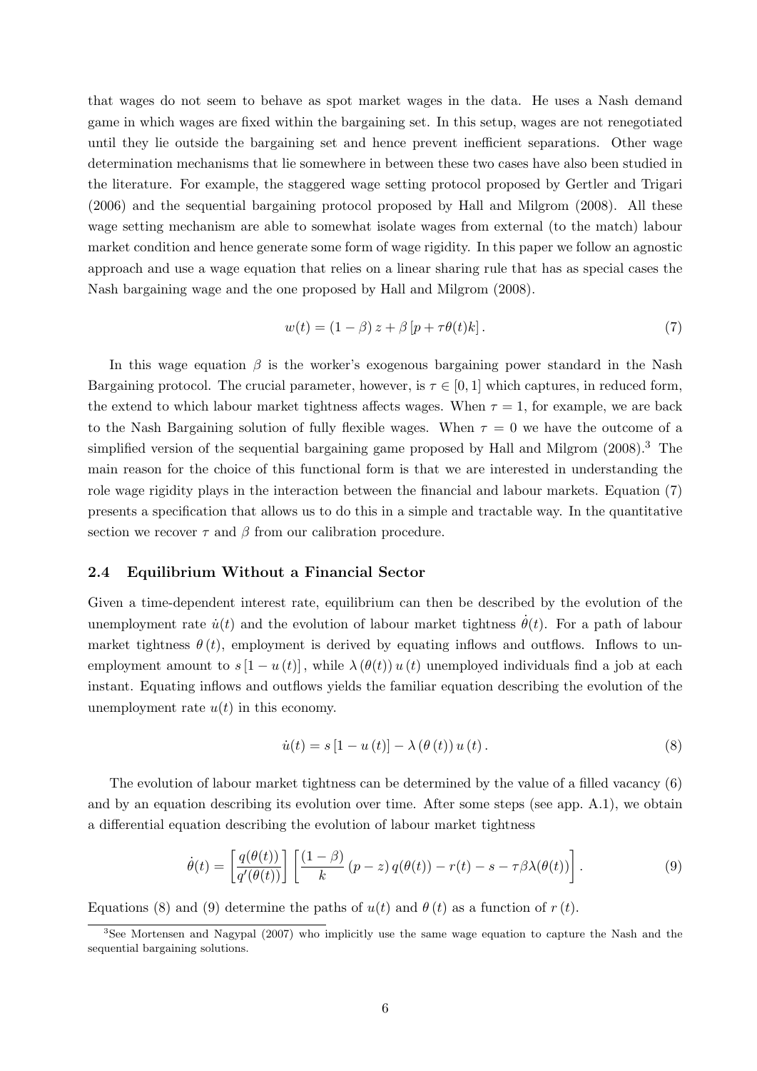that wages do not seem to behave as spot market wages in the data. He uses a Nash demand game in which wages are fixed within the bargaining set. In this setup, wages are not renegotiated until they lie outside the bargaining set and hence prevent inefficient separations. Other wage determination mechanisms that lie somewhere in between these two cases have also been studied in the literature. For example, the staggered wage setting protocol proposed by Gertler and Trigari (2006) and the sequential bargaining protocol proposed by Hall and Milgrom (2008). All these wage setting mechanism are able to somewhat isolate wages from external (to the match) labour market condition and hence generate some form of wage rigidity. In this paper we follow an agnostic approach and use a wage equation that relies on a linear sharing rule that has as special cases the Nash bargaining wage and the one proposed by Hall and Milgrom (2008).

$$w(t) = (1 - \beta) z + \beta [p + \tau \theta(t) k]. \tag{7}$$

In this wage equation $\beta$ is the worker's exogenous bargaining power standard in the Nash Bargaining protocol. The crucial parameter, however, is $\tau \in [0, 1]$ which captures, in reduced form, the extend to which labour market tightness affects wages. When $\tau = 1$, for example, we are back to the Nash Bargaining solution of fully flexible wages. When $\tau = 0$ we have the outcome of a simplified version of the sequential bargaining game proposed by Hall and Milgrom (2008).[3] The main reason for the choice of this functional form is that we are interested in understanding the role wage rigidity plays in the interaction between the financial and labour markets. Equation (7) presents a specification that allows us to do this in a simple and tractable way. In the quantitative section we recover $\tau$ and $\beta$ from our calibration procedure.

### 2.4 Equilibrium Without a Financial Sector

Given a time-dependent interest rate, equilibrium can then be described by the evolution of the unemployment rate $\dot{u}(t)$ and the evolution of labour market tightness $\dot{\theta}(t)$. For a path of labour market tightness $\theta(t)$, employment is derived by equating inflows and outflows. Inflows to unemployment amount to $s[1 - u(t)]$, while $\lambda(\theta(t)) u(t)$ unemployed individuals find a job at each instant. Equating inflows and outflows yields the familiar equation describing the evolution of the unemployment rate $u(t)$ in this economy.

$$\dot{u}(t) = s[1 - u(t)] - \lambda(\theta(t)) u(t). \tag{8}$$

The evolution of labour market tightness can be determined by the value of a filled vacancy (6) and by an equation describing its evolution over time. After some steps (see app. A.1), we obtain a differential equation describing the evolution of labour market tightness

$$\dot{\theta}(t) = \left[\frac{q(\theta(t))}{q'(\theta(t))}\right] \left[\frac{(1-\beta)}{k}(p - z) q(\theta(t)) - r(t) - s - \tau\beta\lambda(\theta(t))\right]. \tag{9}$$

Equations (8) and (9) determine the paths of $u(t)$ and $\theta(t)$ as a function of $r(t)$.

[3] See Mortensen and Nagypal (2007) who implicitly use the same wage equation to capture the Nash and the sequential bargaining solutions.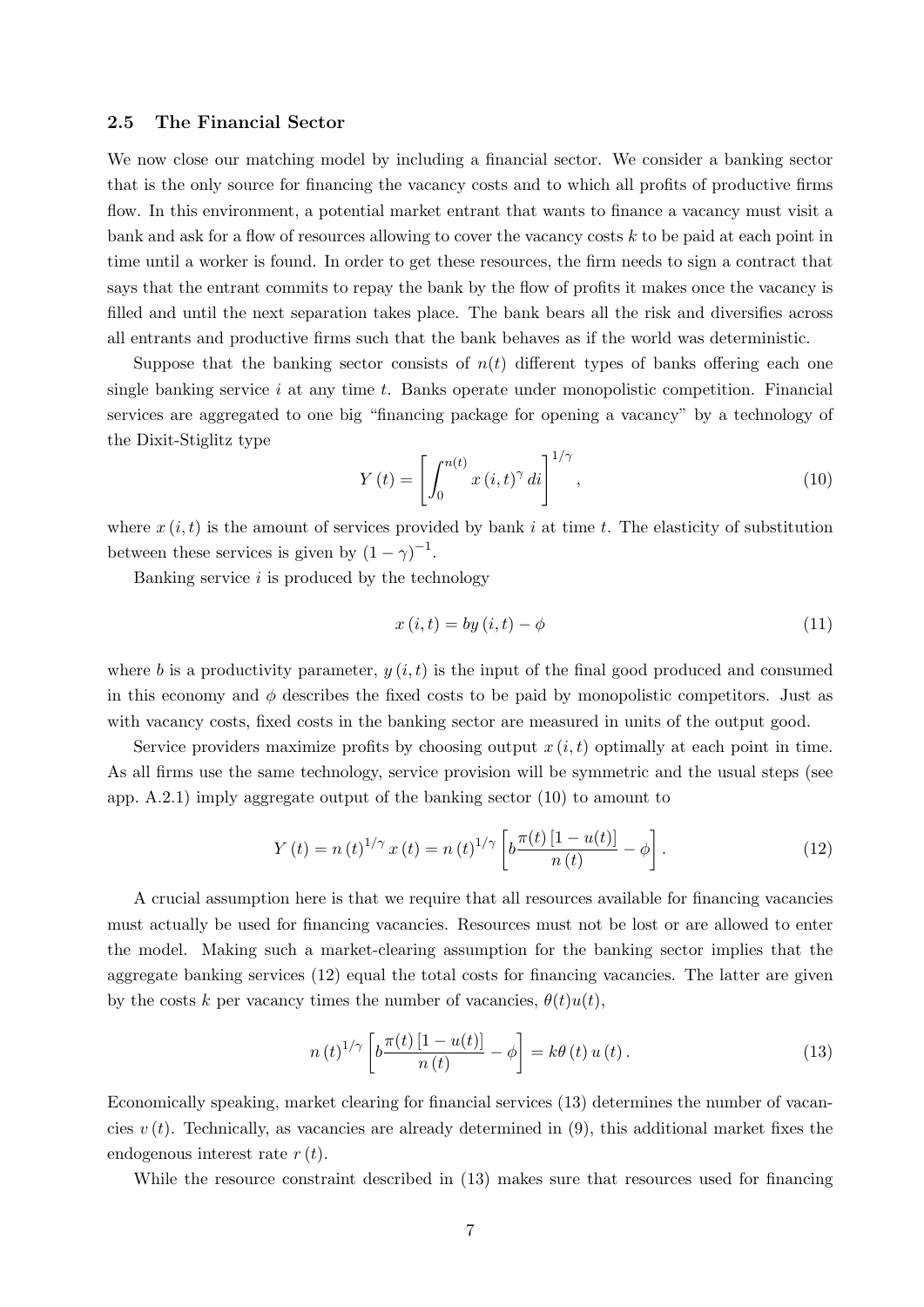### 2.5 The Financial Sector

We now close our matching model by including a financial sector. We consider a banking sector that is the only source for financing the vacancy costs and to which all profits of productive firms flow. In this environment, a potential market entrant that wants to finance a vacancy must visit a bank and ask for a flow of resources allowing to cover the vacancy costs $k$ to be paid at each point in time until a worker is found. In order to get these resources, the firm needs to sign a contract that says that the entrant commits to repay the bank by the flow of profits it makes once the vacancy is filled and until the next separation takes place. The bank bears all the risk and diversifies across all entrants and productive firms such that the bank behaves as if the world was deterministic.

Suppose that the banking sector consists of $n(t)$ different types of banks offering each one single banking service $i$ at any time $t$. Banks operate under monopolistic competition. Financial services are aggregated to one big "financing package for opening a vacancy" by a technology of the Dixit-Stiglitz type

$$Y(t) = \left[ \int_0^{n(t)} x(i,t)^\gamma \, di \right]^{1/\gamma}, \tag{10}$$

where $x(i,t)$ is the amount of services provided by bank $i$ at time $t$. The elasticity of substitution between these services is given by $(1-\gamma)^{-1}$.

Banking service $i$ is produced by the technology

$$x(i,t) = by(i,t) - \phi \tag{11}$$

where $b$ is a productivity parameter, $y(i,t)$ is the input of the final good produced and consumed in this economy and $\phi$ describes the fixed costs to be paid by monopolistic competitors. Just as with vacancy costs, fixed costs in the banking sector are measured in units of the output good.

Service providers maximize profits by choosing output $x(i,t)$ optimally at each point in time. As all firms use the same technology, service provision will be symmetric and the usual steps (see app. A.2.1) imply aggregate output of the banking sector (10) to amount to

$$Y(t) = n(t)^{1/\gamma} x(t) = n(t)^{1/\gamma} \left[ b \frac{\pi(t) [1-u(t)]}{n(t)} - \phi \right]. \tag{12}$$

A crucial assumption here is that we require that all resources available for financing vacancies must actually be used for financing vacancies. Resources must not be lost or are allowed to enter the model. Making such a market-clearing assumption for the banking sector implies that the aggregate banking services (12) equal the total costs for financing vacancies. The latter are given by the costs $k$ per vacancy times the number of vacancies, $\theta(t)u(t)$,

$$n(t)^{1/\gamma} \left[ b \frac{\pi(t) [1-u(t)]}{n(t)} - \phi \right] = k\theta(t) u(t). \tag{13}$$

Economically speaking, market clearing for financial services (13) determines the number of vacancies $v(t)$. Technically, as vacancies are already determined in (9), this additional market fixes the endogenous interest rate $r(t)$.

While the resource constraint described in (13) makes sure that resources used for financing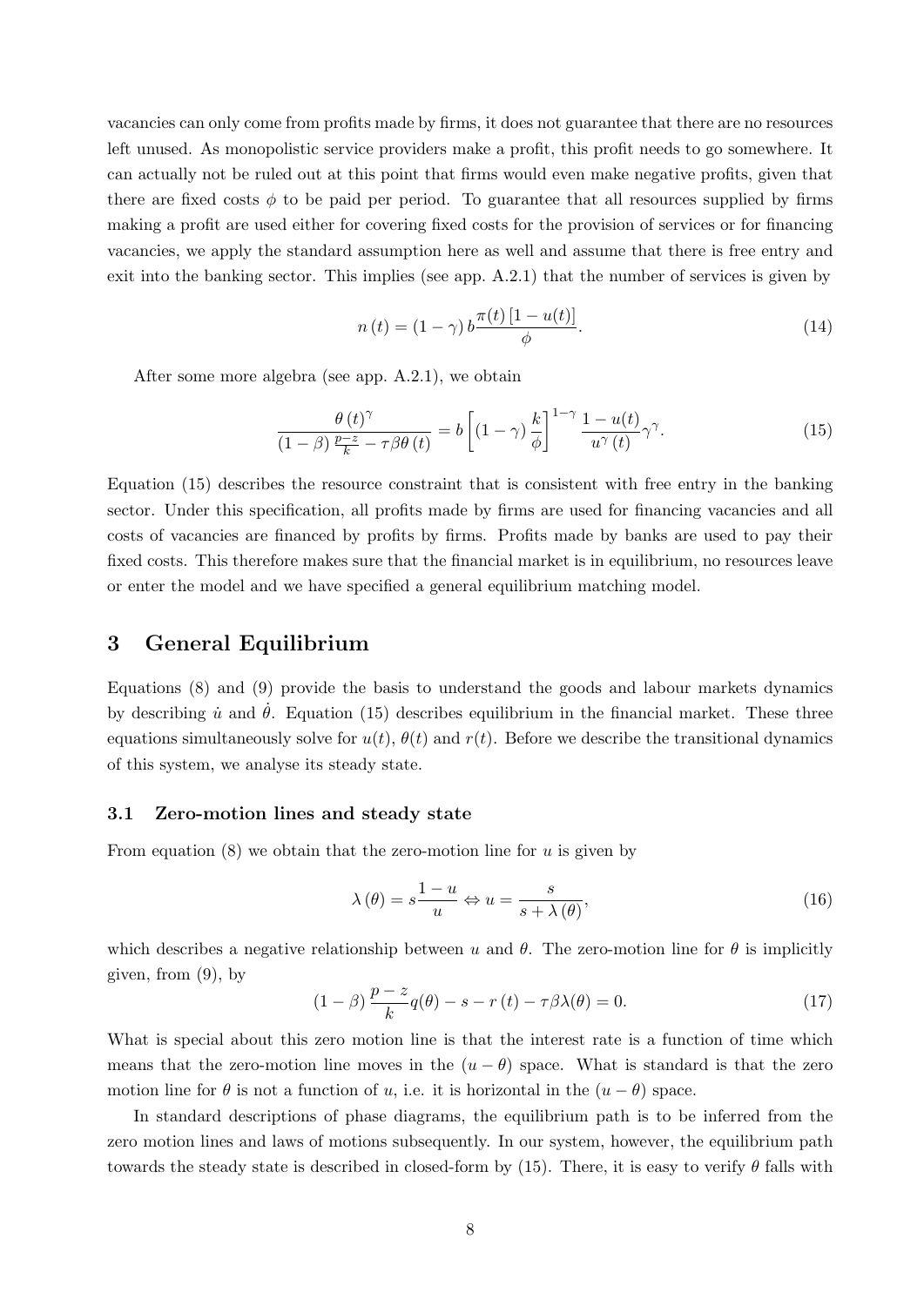vacancies can only come from profits made by firms, it does not guarantee that there are no resources left unused. As monopolistic service providers make a profit, this profit needs to go somewhere. It can actually not be ruled out at this point that firms would even make negative profits, given that there are fixed costs $\phi$ to be paid per period. To guarantee that all resources supplied by firms making a profit are used either for covering fixed costs for the provision of services or for financing vacancies, we apply the standard assumption here as well and assume that there is free entry and exit into the banking sector. This implies (see app. A.2.1) that the number of services is given by

$$n(t) = (1-\gamma)\, b \frac{\pi(t)\,[1-u(t)]}{\phi}. \tag{14}$$

After some more algebra (see app. A.2.1), we obtain

$$\frac{\theta(t)^{\gamma}}{(1-\beta)\frac{p-z}{k} - \tau\beta\theta(t)} = b\left[(1-\gamma)\frac{k}{\phi}\right]^{1-\gamma} \frac{1-u(t)}{u^{\gamma}(t)}\gamma^{\gamma}. \tag{15}$$

Equation (15) describes the resource constraint that is consistent with free entry in the banking sector. Under this specification, all profits made by firms are used for financing vacancies and all costs of vacancies are financed by profits by firms. Profits made by banks are used to pay their fixed costs. This therefore makes sure that the financial market is in equilibrium, no resources leave or enter the model and we have specified a general equilibrium matching model.

# 3 General Equilibrium

Equations (8) and (9) provide the basis to understand the goods and labour markets dynamics by describing $\dot{u}$ and $\dot{\theta}$. Equation (15) describes equilibrium in the financial market. These three equations simultaneously solve for $u(t)$, $\theta(t)$ and $r(t)$. Before we describe the transitional dynamics of this system, we analyse its steady state.

## 3.1 Zero-motion lines and steady state

From equation (8) we obtain that the zero-motion line for $u$ is given by

$$\lambda(\theta) = s\frac{1-u}{u} \Leftrightarrow u = \frac{s}{s+\lambda(\theta)}, \tag{16}$$

which describes a negative relationship between $u$ and $\theta$. The zero-motion line for $\theta$ is implicitly given, from (9), by

$$(1-\beta)\frac{p-z}{k}q(\theta) - s - r(t) - \tau\beta\lambda(\theta) = 0. \tag{17}$$

What is special about this zero motion line is that the interest rate is a function of time which means that the zero-motion line moves in the $(u-\theta)$ space. What is standard is that the zero motion line for $\theta$ is not a function of $u$, i.e. it is horizontal in the $(u-\theta)$ space.

In standard descriptions of phase diagrams, the equilibrium path is to be inferred from the zero motion lines and laws of motions subsequently. In our system, however, the equilibrium path towards the steady state is described in closed-form by (15). There, it is easy to verify $\theta$ falls with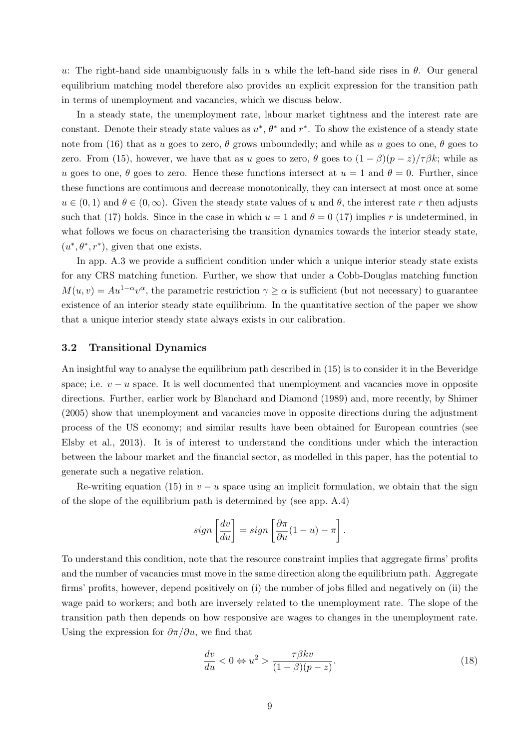$u$: The right-hand side unambiguously falls in $u$ while the left-hand side rises in $\theta$. Our general equilibrium matching model therefore also provides an explicit expression for the transition path in terms of unemployment and vacancies, which we discuss below.

In a steady state, the unemployment rate, labour market tightness and the interest rate are constant. Denote their steady state values as $u^*$, $\theta^*$ and $r^*$. To show the existence of a steady state note from (16) that as $u$ goes to zero, $\theta$ grows unboundedly; and while as $u$ goes to one, $\theta$ goes to zero. From (15), however, we have that as $u$ goes to zero, $\theta$ goes to $(1-\beta)(p-z)/\tau\beta k$; while as $u$ goes to one, $\theta$ goes to zero. Hence these functions intersect at $u=1$ and $\theta=0$. Further, since these functions are continuous and decrease monotonically, they can intersect at most once at some $u \in (0,1)$ and $\theta \in (0,\infty)$. Given the steady state values of $u$ and $\theta$, the interest rate $r$ then adjusts such that (17) holds. Since in the case in which $u=1$ and $\theta=0$ (17) implies $r$ is undetermined, in what follows we focus on characterising the transition dynamics towards the interior steady state, $(u^*, \theta^*, r^*)$, given that one exists.

In app. A.3 we provide a sufficient condition under which a unique interior steady state exists for any CRS matching function. Further, we show that under a Cobb-Douglas matching function $M(u,v) = Au^{1-\alpha}v^{\alpha}$, the parametric restriction $\gamma \geq \alpha$ is sufficient (but not necessary) to guarantee existence of an interior steady state equilibrium. In the quantitative section of the paper we show that a unique interior steady state always exists in our calibration.

### 3.2 Transitional Dynamics

An insightful way to analyse the equilibrium path described in (15) is to consider it in the Beveridge space; i.e. $v-u$ space. It is well documented that unemployment and vacancies move in opposite directions. Further, earlier work by Blanchard and Diamond (1989) and, more recently, by Shimer (2005) show that unemployment and vacancies move in opposite directions during the adjustment process of the US economy; and similar results have been obtained for European countries (see Elsby et al., 2013). It is of interest to understand the conditions under which the interaction between the labour market and the financial sector, as modelled in this paper, has the potential to generate such a negative relation.

Re-writing equation (15) in $v-u$ space using an implicit formulation, we obtain that the sign of the slope of the equilibrium path is determined by (see app. A.4)

$$sign\left[\frac{dv}{du}\right] = sign\left[\frac{\partial \pi}{\partial u}(1-u) - \pi\right].$$

To understand this condition, note that the resource constraint implies that aggregate firms' profits and the number of vacancies must move in the same direction along the equilibrium path. Aggregate firms' profits, however, depend positively on (i) the number of jobs filled and negatively on (ii) the wage paid to workers; and both are inversely related to the unemployment rate. The slope of the transition path then depends on how responsive are wages to changes in the unemployment rate. Using the expression for $\partial \pi / \partial u$, we find that

$$\frac{dv}{du} < 0 \Leftrightarrow u^2 > \frac{\tau\beta k v}{(1-\beta)(p-z)}. \tag{18}$$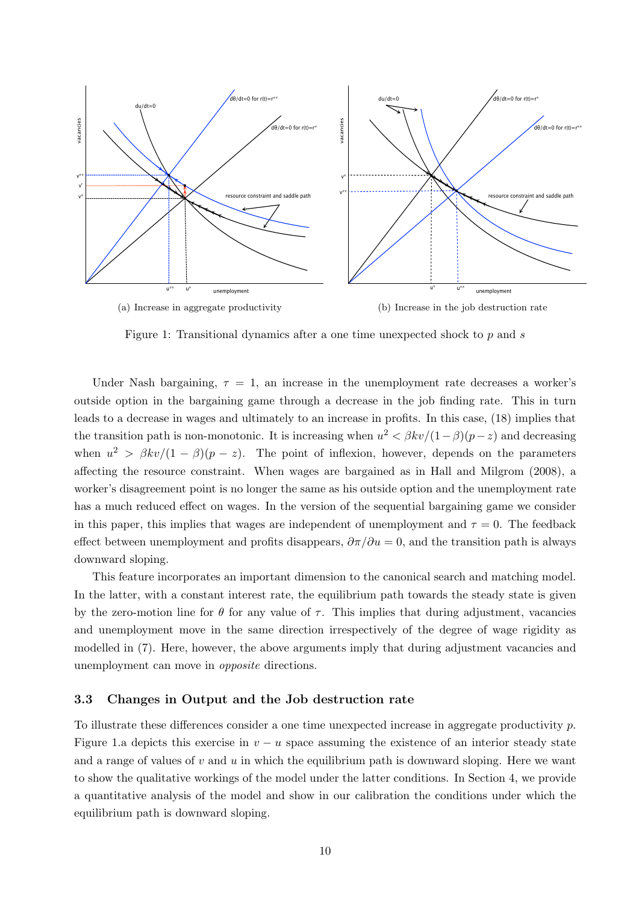(a) Increase in aggregate productivity

(b) Increase in the job destruction rate

Figure 1: Transitional dynamics after a one time unexpected shock to $p$ and $s$

Under Nash bargaining, $\tau = 1$, an increase in the unemployment rate decreases a worker's outside option in the bargaining game through a decrease in the job finding rate. This in turn leads to a decrease in wages and ultimately to an increase in profits. In this case, (18) implies that the transition path is non-monotonic. It is increasing when $u^2 < \beta k v/(1-\beta)(p-z)$ and decreasing when $u^2 > \beta k v/(1-\beta)(p-z)$. The point of inflexion, however, depends on the parameters affecting the resource constraint. When wages are bargained as in Hall and Milgrom (2008), a worker's disagreement point is no longer the same as his outside option and the unemployment rate has a much reduced effect on wages. In the version of the sequential bargaining game we consider in this paper, this implies that wages are independent of unemployment and $\tau = 0$. The feedback effect between unemployment and profits disappears, $\partial \pi / \partial u = 0$, and the transition path is always downward sloping.

This feature incorporates an important dimension to the canonical search and matching model. In the latter, with a constant interest rate, the equilibrium path towards the steady state is given by the zero-motion line for $\theta$ for any value of $\tau$. This implies that during adjustment, vacancies and unemployment move in the same direction irrespectively of the degree of wage rigidity as modelled in (7). Here, however, the above arguments imply that during adjustment vacancies and unemployment can move in *opposite* directions.

### 3.3 Changes in Output and the Job destruction rate

To illustrate these differences consider a one time unexpected increase in aggregate productivity $p$. Figure 1.a depicts this exercise in $v - u$ space assuming the existence of an interior steady state and a range of values of $v$ and $u$ in which the equilibrium path is downward sloping. Here we want to show the qualitative workings of the model under the latter conditions. In Section 4, we provide a quantitative analysis of the model and show in our calibration the conditions under which the equilibrium path is downward sloping.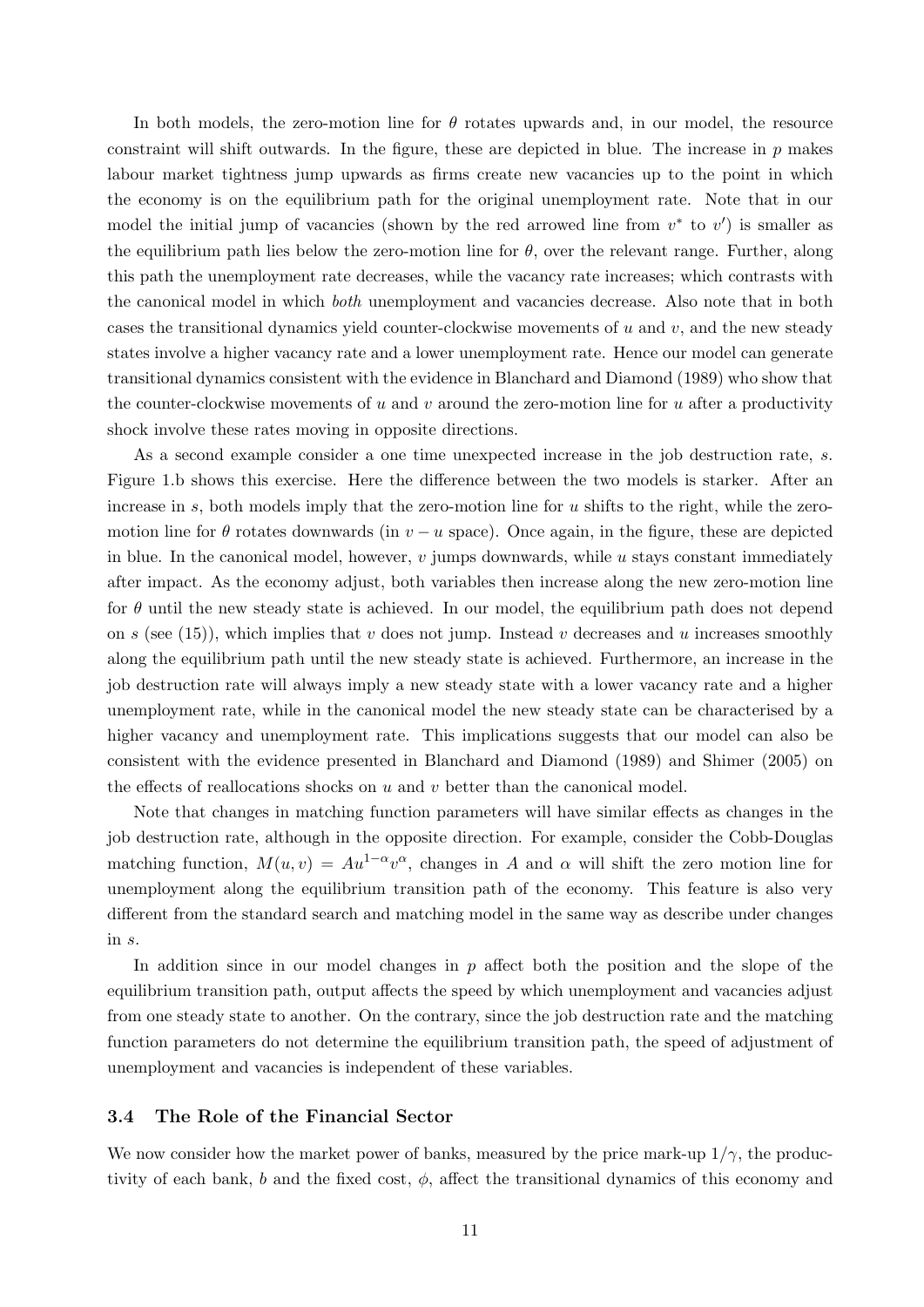In both models, the zero-motion line for $\theta$ rotates upwards and, in our model, the resource constraint will shift outwards. In the figure, these are depicted in blue. The increase in $p$ makes labour market tightness jump upwards as firms create new vacancies up to the point in which the economy is on the equilibrium path for the original unemployment rate. Note that in our model the initial jump of vacancies (shown by the red arrowed line from $v^*$ to $v'$) is smaller as the equilibrium path lies below the zero-motion line for $\theta$, over the relevant range. Further, along this path the unemployment rate decreases, while the vacancy rate increases; which contrasts with the canonical model in which *both* unemployment and vacancies decrease. Also note that in both cases the transitional dynamics yield counter-clockwise movements of $u$ and $v$, and the new steady states involve a higher vacancy rate and a lower unemployment rate. Hence our model can generate transitional dynamics consistent with the evidence in Blanchard and Diamond (1989) who show that the counter-clockwise movements of $u$ and $v$ around the zero-motion line for $u$ after a productivity shock involve these rates moving in opposite directions.

As a second example consider a one time unexpected increase in the job destruction rate, $s$. Figure 1.b shows this exercise. Here the difference between the two models is starker. After an increase in $s$, both models imply that the zero-motion line for $u$ shifts to the right, while the zero-motion line for $\theta$ rotates downwards (in $v-u$ space). Once again, in the figure, these are depicted in blue. In the canonical model, however, $v$ jumps downwards, while $u$ stays constant immediately after impact. As the economy adjust, both variables then increase along the new zero-motion line for $\theta$ until the new steady state is achieved. In our model, the equilibrium path does not depend on $s$ (see (15)), which implies that $v$ does not jump. Instead $v$ decreases and $u$ increases smoothly along the equilibrium path until the new steady state is achieved. Furthermore, an increase in the job destruction rate will always imply a new steady state with a lower vacancy rate and a higher unemployment rate, while in the canonical model the new steady state can be characterised by a higher vacancy and unemployment rate. This implications suggests that our model can also be consistent with the evidence presented in Blanchard and Diamond (1989) and Shimer (2005) on the effects of reallocations shocks on $u$ and $v$ better than the canonical model.

Note that changes in matching function parameters will have similar effects as changes in the job destruction rate, although in the opposite direction. For example, consider the Cobb-Douglas matching function, $M(u,v) = Au^{1-\alpha}v^{\alpha}$, changes in $A$ and $\alpha$ will shift the zero motion line for unemployment along the equilibrium transition path of the economy. This feature is also very different from the standard search and matching model in the same way as describe under changes in $s$.

In addition since in our model changes in $p$ affect both the position and the slope of the equilibrium transition path, output affects the speed by which unemployment and vacancies adjust from one steady state to another. On the contrary, since the job destruction rate and the matching function parameters do not determine the equilibrium transition path, the speed of adjustment of unemployment and vacancies is independent of these variables.

### 3.4 The Role of the Financial Sector

We now consider how the market power of banks, measured by the price mark-up $1/\gamma$, the productivity of each bank, $b$ and the fixed cost, $\phi$, affect the transitional dynamics of this economy and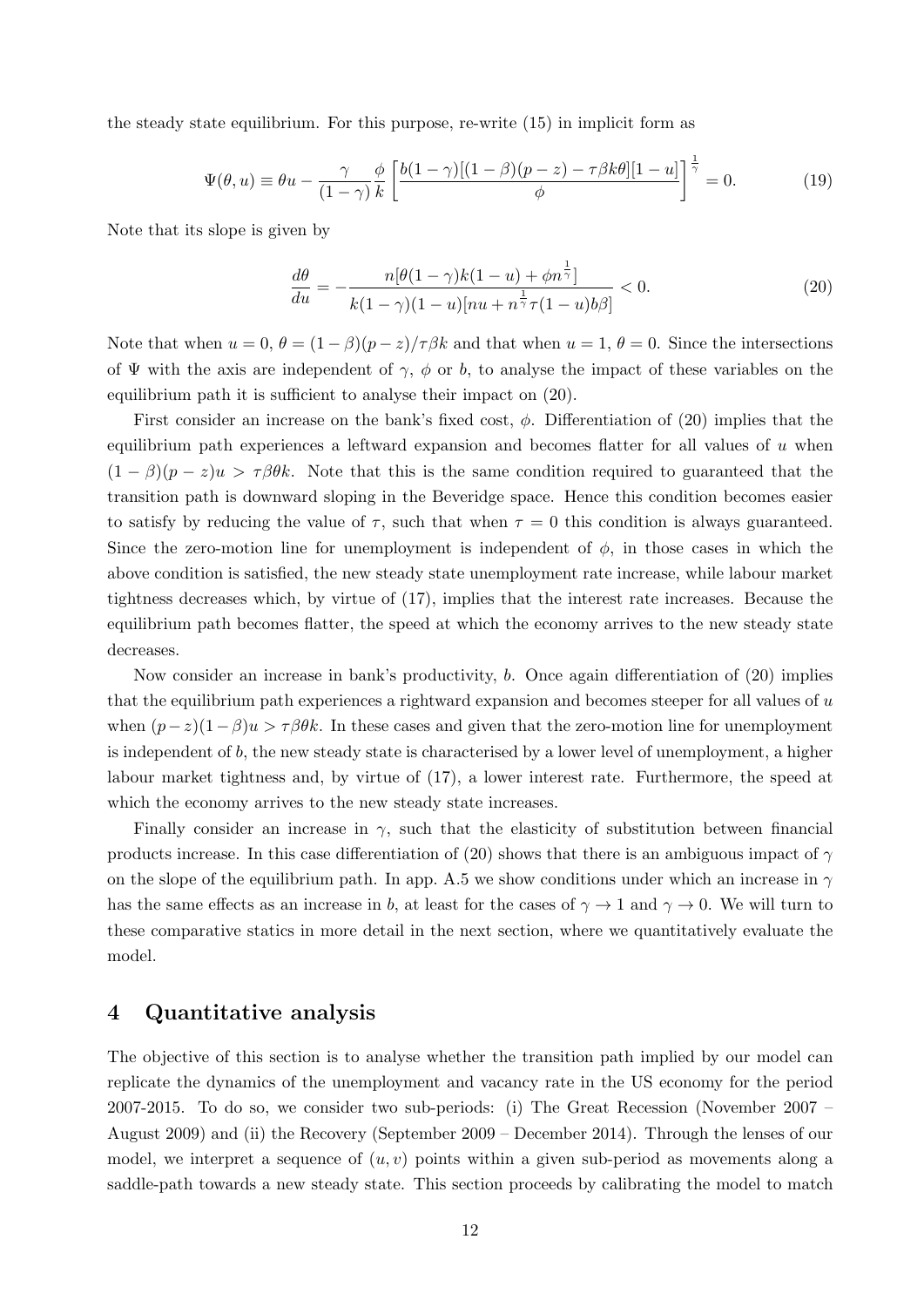the steady state equilibrium. For this purpose, re-write (15) in implicit form as

$$\Psi(\theta, u) \equiv \theta u - \frac{\gamma}{(1-\gamma)} \frac{\phi}{k} \left[ \frac{b(1-\gamma)[(1-\beta)(p-z) - \tau\beta k\theta][1-u]}{\phi} \right]^{\frac{1}{\gamma}} = 0. \tag{19}$$

Note that its slope is given by

$$\frac{d\theta}{du} = -\frac{n[\theta(1-\gamma)k(1-u) + \phi n^{\frac{1}{\gamma}}]}{k(1-\gamma)(1-u)[nu + n^{\frac{1}{\gamma}}\tau(1-u)b\beta]} < 0. \tag{20}$$

Note that when $u = 0$, $\theta = (1-\beta)(p-z)/\tau\beta k$ and that when $u = 1$, $\theta = 0$. Since the intersections of $\Psi$ with the axis are independent of $\gamma$, $\phi$ or $b$, to analyse the impact of these variables on the equilibrium path it is sufficient to analyse their impact on (20).

First consider an increase on the bank's fixed cost, $\phi$. Differentiation of (20) implies that the equilibrium path experiences a leftward expansion and becomes flatter for all values of $u$ when $(1-\beta)(p-z)u > \tau\beta\theta k$. Note that this is the same condition required to guaranteed that the transition path is downward sloping in the Beveridge space. Hence this condition becomes easier to satisfy by reducing the value of $\tau$, such that when $\tau = 0$ this condition is always guaranteed. Since the zero-motion line for unemployment is independent of $\phi$, in those cases in which the above condition is satisfied, the new steady state unemployment rate increase, while labour market tightness decreases which, by virtue of (17), implies that the interest rate increases. Because the equilibrium path becomes flatter, the speed at which the economy arrives to the new steady state decreases.

Now consider an increase in bank's productivity, $b$. Once again differentiation of (20) implies that the equilibrium path experiences a rightward expansion and becomes steeper for all values of $u$ when $(p-z)(1-\beta)u > \tau\beta\theta k$. In these cases and given that the zero-motion line for unemployment is independent of $b$, the new steady state is characterised by a lower level of unemployment, a higher labour market tightness and, by virtue of (17), a lower interest rate. Furthermore, the speed at which the economy arrives to the new steady state increases.

Finally consider an increase in $\gamma$, such that the elasticity of substitution between financial products increase. In this case differentiation of (20) shows that there is an ambiguous impact of $\gamma$ on the slope of the equilibrium path. In app. A.5 we show conditions under which an increase in $\gamma$ has the same effects as an increase in $b$, at least for the cases of $\gamma \to 1$ and $\gamma \to 0$. We will turn to these comparative statics in more detail in the next section, where we quantitatively evaluate the model.

# 4 Quantitative analysis

The objective of this section is to analyse whether the transition path implied by our model can replicate the dynamics of the unemployment and vacancy rate in the US economy for the period 2007-2015. To do so, we consider two sub-periods: (i) The Great Recession (November 2007 – August 2009) and (ii) the Recovery (September 2009 – December 2014). Through the lenses of our model, we interpret a sequence of $(u, v)$ points within a given sub-period as movements along a saddle-path towards a new steady state. This section proceeds by calibrating the model to match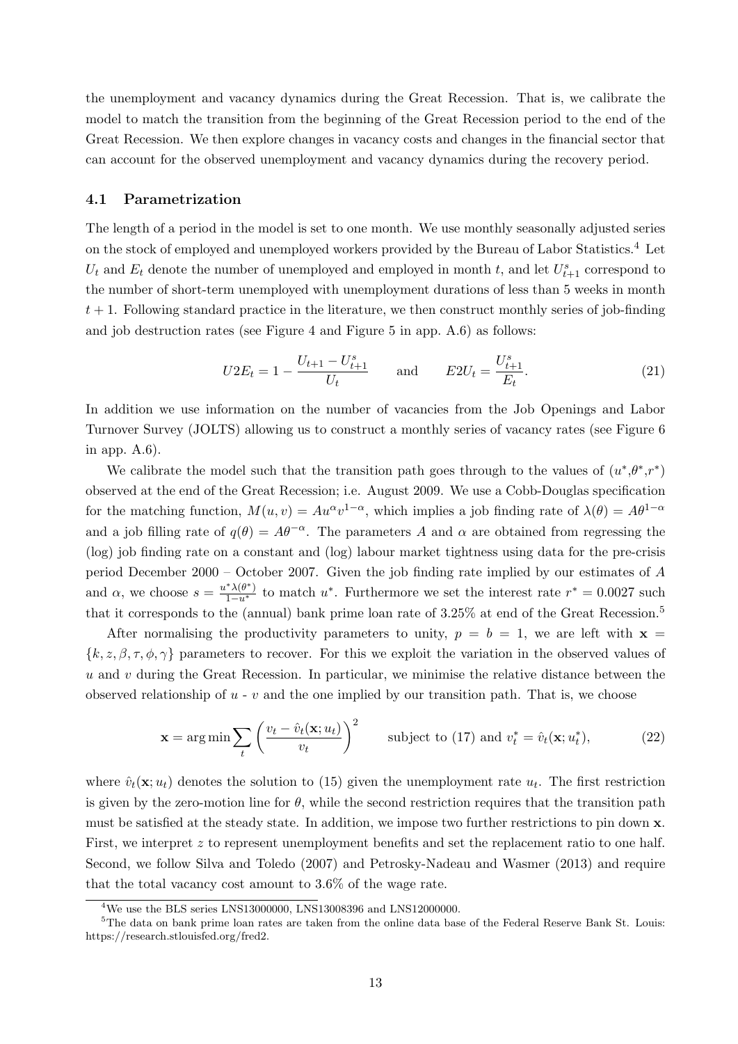the unemployment and vacancy dynamics during the Great Recession. That is, we calibrate the model to match the transition from the beginning of the Great Recession period to the end of the Great Recession. We then explore changes in vacancy costs and changes in the financial sector that can account for the observed unemployment and vacancy dynamics during the recovery period.

### 4.1 Parametrization

The length of a period in the model is set to one month. We use monthly seasonally adjusted series on the stock of employed and unemployed workers provided by the Bureau of Labor Statistics.[4] Let $U_t$ and $E_t$ denote the number of unemployed and employed in month $t$, and let $U^s_{t+1}$ correspond to the number of short-term unemployed with unemployment durations of less than 5 weeks in month $t+1$. Following standard practice in the literature, we then construct monthly series of job-finding and job destruction rates (see Figure 4 and Figure 5 in app. A.6) as follows:

$$U2E_t = 1 - \frac{U_{t+1} - U^s_{t+1}}{U_t} \qquad \text{and} \qquad E2U_t = \frac{U^s_{t+1}}{E_t}. \tag{21}$$

In addition we use information on the number of vacancies from the Job Openings and Labor Turnover Survey (JOLTS) allowing us to construct a monthly series of vacancy rates (see Figure 6 in app. A.6).

We calibrate the model such that the transition path goes through to the values of $(u^*, \theta^*, r^*)$ observed at the end of the Great Recession; i.e. August 2009. We use a Cobb-Douglas specification for the matching function, $M(u,v) = Au^\alpha v^{1-\alpha}$, which implies a job finding rate of $\lambda(\theta) = A\theta^{1-\alpha}$ and a job filling rate of $q(\theta) = A\theta^{-\alpha}$. The parameters $A$ and $\alpha$ are obtained from regressing the (log) job finding rate on a constant and (log) labour market tightness using data for the pre-crisis period December 2000 – October 2007. Given the job finding rate implied by our estimates of $A$ and $\alpha$, we choose $s = \frac{u^*\lambda(\theta^*)}{1-u^*}$ to match $u^*$. Furthermore we set the interest rate $r^* = 0.0027$ such that it corresponds to the (annual) bank prime loan rate of 3.25% at end of the Great Recession.[5]

After normalising the productivity parameters to unity, $p = b = 1$, we are left with $\mathbf{x} = \{k, z, \beta, \tau, \phi, \gamma\}$ parameters to recover. For this we exploit the variation in the observed values of $u$ and $v$ during the Great Recession. In particular, we minimise the relative distance between the observed relationship of $u$ - $v$ and the one implied by our transition path. That is, we choose

$$\mathbf{x} = \arg\min \sum_t \left( \frac{v_t - \hat{v}_t(\mathbf{x}; u_t)}{v_t} \right)^2 \qquad \text{subject to (17) and } v^*_t = \hat{v}_t(\mathbf{x}; u^*_t), \tag{22}$$

where $\hat{v}_t(\mathbf{x}; u_t)$ denotes the solution to (15) given the unemployment rate $u_t$. The first restriction is given by the zero-motion line for $\theta$, while the second restriction requires that the transition path must be satisfied at the steady state. In addition, we impose two further restrictions to pin down $\mathbf{x}$. First, we interpret $z$ to represent unemployment benefits and set the replacement ratio to one half. Second, we follow Silva and Toledo (2007) and Petrosky-Nadeau and Wasmer (2013) and require that the total vacancy cost amount to 3.6% of the wage rate.

[4] We use the BLS series LNS13000000, LNS13008396 and LNS12000000.

[5] The data on bank prime loan rates are taken from the online data base of the Federal Reserve Bank St. Louis: https://research.stlouisfed.org/fred2.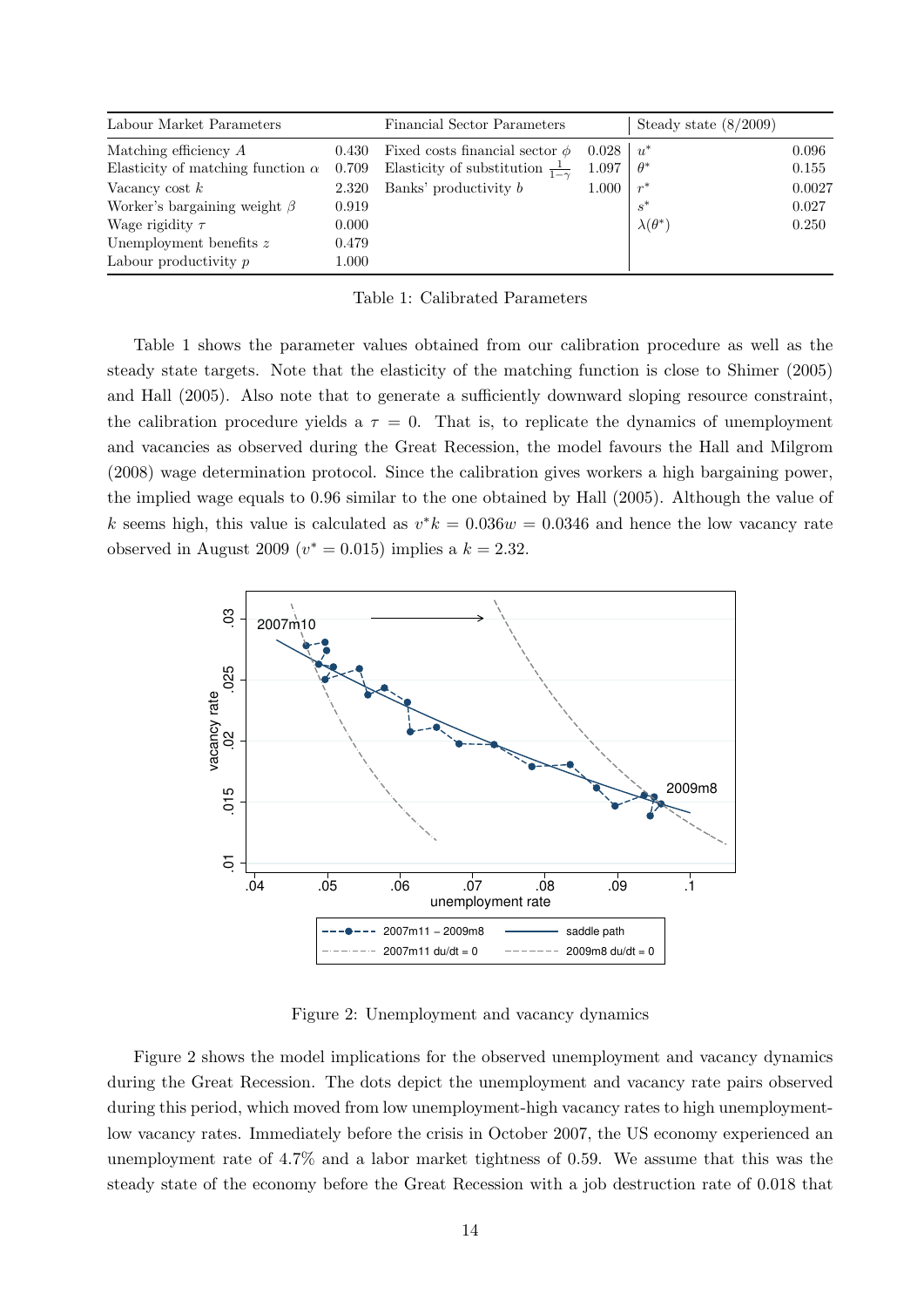| Labour Market Parameters | | Financial Sector Parameters | | Steady state (8/2009) | |
|---|---|---|---|---|---|
| Matching efficiency $A$ | 0.430 | Fixed costs financial sector $\phi$ | 0.028 | $u^*$ | 0.096 |
| Elasticity of matching function $\alpha$ | 0.709 | Elasticity of substitution $\frac{1}{1-\gamma}$ | 1.097 | $\theta^*$ | 0.155 |
| Vacancy cost $k$ | 2.320 | Banks' productivity $b$ | 1.000 | $r^*$ | 0.0027 |
| Worker's bargaining weight $\beta$ | 0.919 | | | $s^*$ | 0.027 |
| Wage rigidity $\tau$ | 0.000 | | | $\lambda(\theta^*)$ | 0.250 |
| Unemployment benefits $z$ | 0.479 | | | | |
| Labour productivity $p$ | 1.000 | | | | |

Table 1: Calibrated Parameters

Table 1 shows the parameter values obtained from our calibration procedure as well as the steady state targets. Note that the elasticity of the matching function is close to Shimer (2005) and Hall (2005). Also note that to generate a sufficiently downward sloping resource constraint, the calibration procedure yields a $\tau = 0$. That is, to replicate the dynamics of unemployment and vacancies as observed during the Great Recession, the model favours the Hall and Milgrom (2008) wage determination protocol. Since the calibration gives workers a high bargaining power, the implied wage equals to 0.96 similar to the one obtained by Hall (2005). Although the value of $k$ seems high, this value is calculated as $v^*k = 0.036w = 0.0346$ and hence the low vacancy rate observed in August 2009 ($v^* = 0.015$) implies a $k = 2.32$.

Figure 2: Unemployment and vacancy dynamics

Figure 2 shows the model implications for the observed unemployment and vacancy dynamics during the Great Recession. The dots depict the unemployment and vacancy rate pairs observed during this period, which moved from low unemployment-high vacancy rates to high unemployment-low vacancy rates. Immediately before the crisis in October 2007, the US economy experienced an unemployment rate of 4.7% and a labor market tightness of 0.59. We assume that this was the steady state of the economy before the Great Recession with a job destruction rate of 0.018 that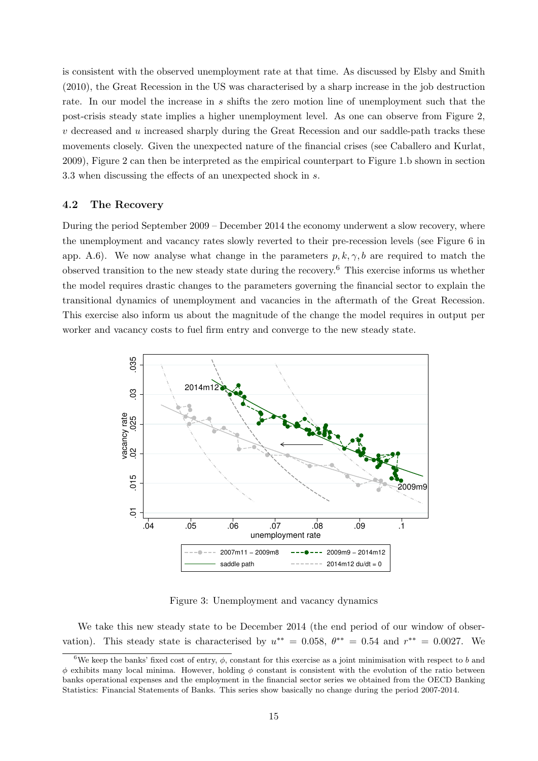is consistent with the observed unemployment rate at that time. As discussed by Elsby and Smith (2010), the Great Recession in the US was characterised by a sharp increase in the job destruction rate. In our model the increase in $s$ shifts the zero motion line of unemployment such that the post-crisis steady state implies a higher unemployment level. As one can observe from Figure 2, $v$ decreased and $u$ increased sharply during the Great Recession and our saddle-path tracks these movements closely. Given the unexpected nature of the financial crises (see Caballero and Kurlat, 2009), Figure 2 can then be interpreted as the empirical counterpart to Figure 1.b shown in section 3.3 when discussing the effects of an unexpected shock in $s$.

### 4.2 The Recovery

During the period September 2009 – December 2014 the economy underwent a slow recovery, where the unemployment and vacancy rates slowly reverted to their pre-recession levels (see Figure 6 in app. A.6). We now analyse what change in the parameters $p, k, \gamma, b$ are required to match the observed transition to the new steady state during the recovery.[6] This exercise informs us whether the model requires drastic changes to the parameters governing the financial sector to explain the transitional dynamics of unemployment and vacancies in the aftermath of the Great Recession. This exercise also inform us about the magnitude of the change the model requires in output per worker and vacancy costs to fuel firm entry and converge to the new steady state.

Figure 3: Unemployment and vacancy dynamics

We take this new steady state to be December 2014 (the end period of our window of observation). This steady state is characterised by $u^{**} = 0.058$, $\theta^{**} = 0.54$ and $r^{**} = 0.0027$. We

[6] We keep the banks' fixed cost of entry, $\phi$, constant for this exercise as a joint minimisation with respect to $b$ and $\phi$ exhibits many local minima. However, holding $\phi$ constant is consistent with the evolution of the ratio between banks operational expenses and the employment in the financial sector series we obtained from the OECD Banking Statistics: Financial Statements of Banks. This series show basically no change during the period 2007-2014.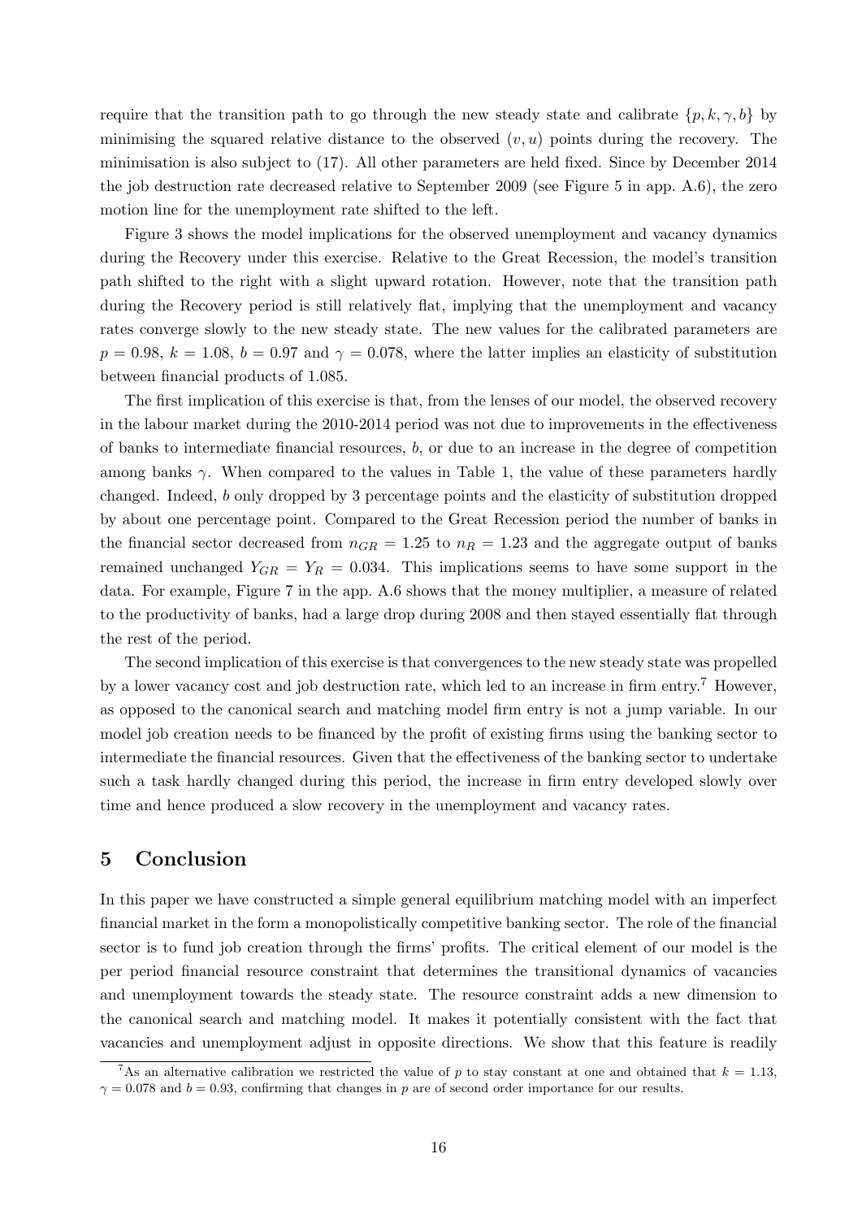require that the transition path to go through the new steady state and calibrate $\{p, k, \gamma, b\}$ by minimising the squared relative distance to the observed $(v, u)$ points during the recovery. The minimisation is also subject to (17). All other parameters are held fixed. Since by December 2014 the job destruction rate decreased relative to September 2009 (see Figure 5 in app. A.6), the zero motion line for the unemployment rate shifted to the left.

Figure 3 shows the model implications for the observed unemployment and vacancy dynamics during the Recovery under this exercise. Relative to the Great Recession, the model's transition path shifted to the right with a slight upward rotation. However, note that the transition path during the Recovery period is still relatively flat, implying that the unemployment and vacancy rates converge slowly to the new steady state. The new values for the calibrated parameters are $p = 0.98$, $k = 1.08$, $b = 0.97$ and $\gamma = 0.078$, where the latter implies an elasticity of substitution between financial products of 1.085.

The first implication of this exercise is that, from the lenses of our model, the observed recovery in the labour market during the 2010-2014 period was not due to improvements in the effectiveness of banks to intermediate financial resources, $b$, or due to an increase in the degree of competition among banks $\gamma$. When compared to the values in Table 1, the value of these parameters hardly changed. Indeed, $b$ only dropped by 3 percentage points and the elasticity of substitution dropped by about one percentage point. Compared to the Great Recession period the number of banks in the financial sector decreased from $n_{GR} = 1.25$ to $n_R = 1.23$ and the aggregate output of banks remained unchanged $Y_{GR} = Y_R = 0.034$. This implications seems to have some support in the data. For example, Figure 7 in the app. A.6 shows that the money multiplier, a measure of related to the productivity of banks, had a large drop during 2008 and then stayed essentially flat through the rest of the period.

The second implication of this exercise is that convergences to the new steady state was propelled by a lower vacancy cost and job destruction rate, which led to an increase in firm entry.[7] However, as opposed to the canonical search and matching model firm entry is not a jump variable. In our model job creation needs to be financed by the profit of existing firms using the banking sector to intermediate the financial resources. Given that the effectiveness of the banking sector to undertake such a task hardly changed during this period, the increase in firm entry developed slowly over time and hence produced a slow recovery in the unemployment and vacancy rates.

## 5 Conclusion

In this paper we have constructed a simple general equilibrium matching model with an imperfect financial market in the form a monopolistically competitive banking sector. The role of the financial sector is to fund job creation through the firms' profits. The critical element of our model is the per period financial resource constraint that determines the transitional dynamics of vacancies and unemployment towards the steady state. The resource constraint adds a new dimension to the canonical search and matching model. It makes it potentially consistent with the fact that vacancies and unemployment adjust in opposite directions. We show that this feature is readily

[7] As an alternative calibration we restricted the value of $p$ to stay constant at one and obtained that $k = 1.13$, $\gamma = 0.078$ and $b = 0.93$, confirming that changes in $p$ are of second order importance for our results.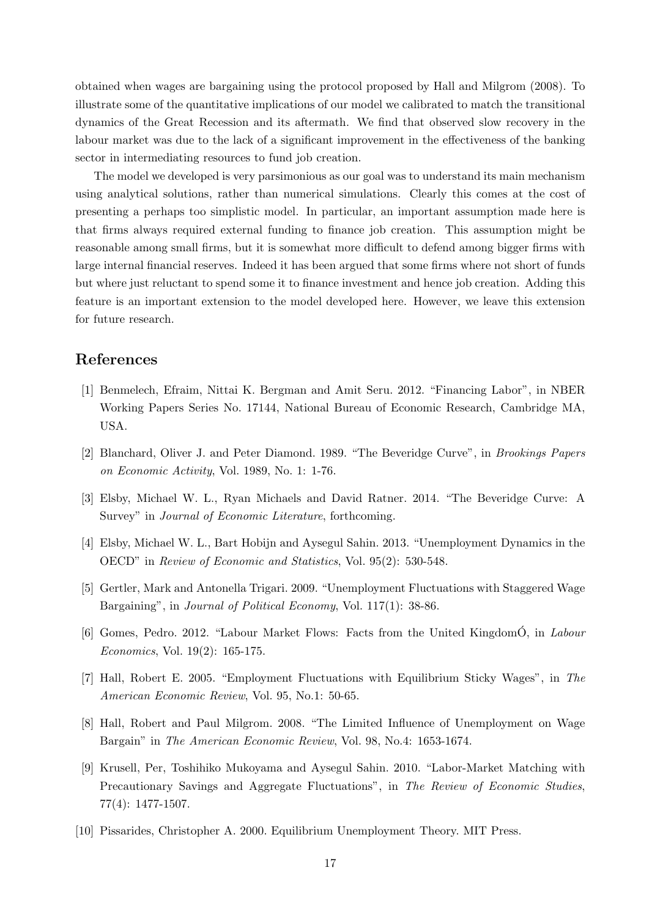obtained when wages are bargaining using the protocol proposed by Hall and Milgrom (2008). To illustrate some of the quantitative implications of our model we calibrated to match the transitional dynamics of the Great Recession and its aftermath. We find that observed slow recovery in the labour market was due to the lack of a significant improvement in the effectiveness of the banking sector in intermediating resources to fund job creation.

The model we developed is very parsimonious as our goal was to understand its main mechanism using analytical solutions, rather than numerical simulations. Clearly this comes at the cost of presenting a perhaps too simplistic model. In particular, an important assumption made here is that firms always required external funding to finance job creation. This assumption might be reasonable among small firms, but it is somewhat more difficult to defend among bigger firms with large internal financial reserves. Indeed it has been argued that some firms where not short of funds but where just reluctant to spend some it to finance investment and hence job creation. Adding this feature is an important extension to the model developed here. However, we leave this extension for future research.

## References

[1] Benmelech, Efraim, Nittai K. Bergman and Amit Seru. 2012. "Financing Labor", in NBER Working Papers Series No. 17144, National Bureau of Economic Research, Cambridge MA, USA.

[2] Blanchard, Oliver J. and Peter Diamond. 1989. "The Beveridge Curve", in *Brookings Papers on Economic Activity*, Vol. 1989, No. 1: 1-76.

[3] Elsby, Michael W. L., Ryan Michaels and David Ratner. 2014. "The Beveridge Curve: A Survey" in *Journal of Economic Literature*, forthcoming.

[4] Elsby, Michael W. L., Bart Hobijn and Aysegul Sahin. 2013. "Unemployment Dynamics in the OECD" in *Review of Economic and Statistics*, Vol. 95(2): 530-548.

[5] Gertler, Mark and Antonella Trigari. 2009. "Unemployment Fluctuations with Staggered Wage Bargaining", in *Journal of Political Economy*, Vol. 117(1): 38-86.

[6] Gomes, Pedro. 2012. "Labour Market Flows: Facts from the United KingdomÓ, in *Labour Economics*, Vol. 19(2): 165-175.

[7] Hall, Robert E. 2005. "Employment Fluctuations with Equilibrium Sticky Wages", in *The American Economic Review*, Vol. 95, No.1: 50-65.

[8] Hall, Robert and Paul Milgrom. 2008. "The Limited Influence of Unemployment on Wage Bargain" in *The American Economic Review*, Vol. 98, No.4: 1653-1674.

[9] Krusell, Per, Toshihiko Mukoyama and Aysegul Sahin. 2010. "Labor-Market Matching with Precautionary Savings and Aggregate Fluctuations", in *The Review of Economic Studies*, 77(4): 1477-1507.

[10] Pissarides, Christopher A. 2000. Equilibrium Unemployment Theory. MIT Press.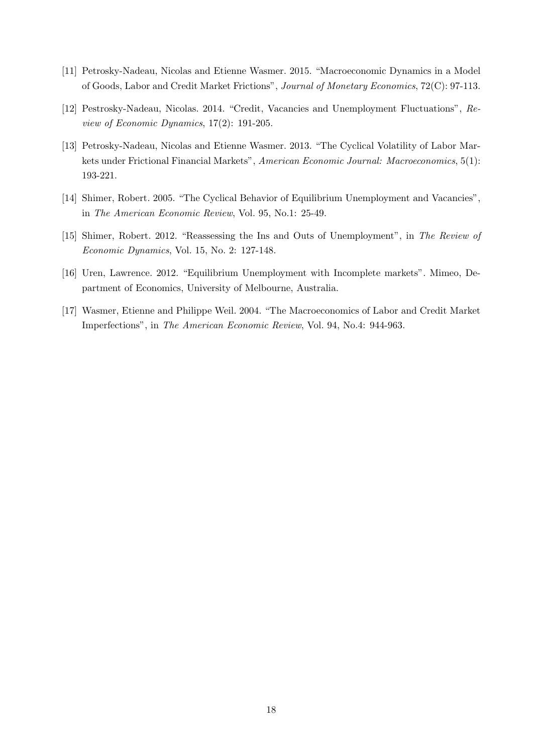[11] Petrosky-Nadeau, Nicolas and Etienne Wasmer. 2015. "Macroeconomic Dynamics in a Model of Goods, Labor and Credit Market Frictions", *Journal of Monetary Economics*, 72(C): 97-113.

[12] Pestrosky-Nadeau, Nicolas. 2014. "Credit, Vacancies and Unemployment Fluctuations", *Review of Economic Dynamics*, 17(2): 191-205.

[13] Petrosky-Nadeau, Nicolas and Etienne Wasmer. 2013. "The Cyclical Volatility of Labor Markets under Frictional Financial Markets", *American Economic Journal: Macroeconomics*, 5(1): 193-221.

[14] Shimer, Robert. 2005. "The Cyclical Behavior of Equilibrium Unemployment and Vacancies", in *The American Economic Review*, Vol. 95, No.1: 25-49.

[15] Shimer, Robert. 2012. "Reassessing the Ins and Outs of Unemployment", in *The Review of Economic Dynamics*, Vol. 15, No. 2: 127-148.

[16] Uren, Lawrence. 2012. "Equilibrium Unemployment with Incomplete markets". Mimeo, Department of Economics, University of Melbourne, Australia.

[17] Wasmer, Etienne and Philippe Weil. 2004. "The Macroeconomics of Labor and Credit Market Imperfections", in *The American Economic Review*, Vol. 94, No.4: 944-963.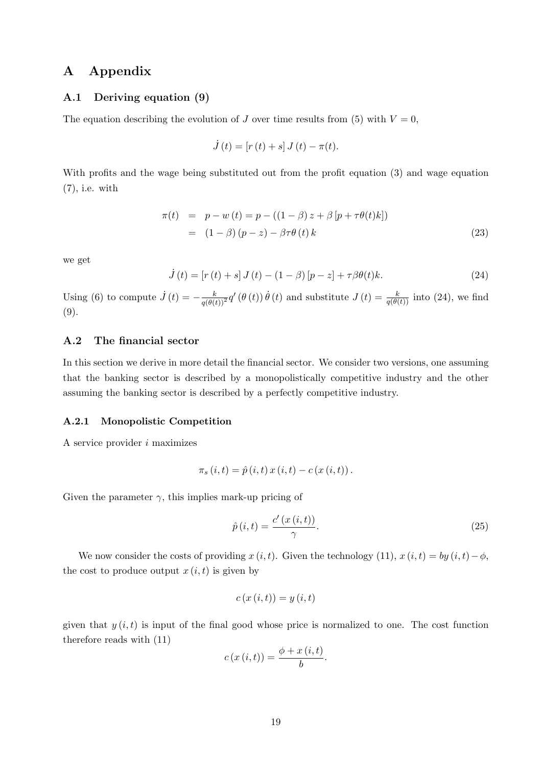# A Appendix

## A.1 Deriving equation (9)

The equation describing the evolution of $J$ over time results from (5) with $V = 0$,

$$\dot{J}(t) = [r(t) + s] J(t) - \pi(t).$$

With profits and the wage being substituted out from the profit equation (3) and wage equation (7), i.e. with

$$\begin{aligned} \pi(t) &= p - w(t) = p - ((1-\beta) z + \beta [p + \tau\theta(t)k]) \\ &= (1-\beta)(p - z) - \beta\tau\theta(t) k \end{aligned} \tag{23}$$

we get

$$\dot{J}(t) = [r(t) + s] J(t) - (1-\beta)[p - z] + \tau\beta\theta(t)k. \tag{24}$$

Using (6) to compute $\dot{J}(t) = -\frac{k}{q(\theta(t))^2} q'(\theta(t)) \dot{\theta}(t)$ and substitute $J(t) = \frac{k}{q(\theta(t))}$ into (24), we find (9).

## A.2 The financial sector

In this section we derive in more detail the financial sector. We consider two versions, one assuming that the banking sector is described by a monopolistically competitive industry and the other assuming the banking sector is described by a perfectly competitive industry.

### A.2.1 Monopolistic Competition

A service provider $i$ maximizes

$$\pi_s(i,t) = \hat{p}(i,t) x(i,t) - c(x(i,t)).$$

Given the parameter $\gamma$, this implies mark-up pricing of

$$\hat{p}(i,t) = \frac{c'(x(i,t))}{\gamma}. \tag{25}$$

We now consider the costs of providing $x(i,t)$. Given the technology (11), $x(i,t) = by(i,t) - \phi$, the cost to produce output $x(i,t)$ is given by

$$c(x(i,t)) = y(i,t)$$

given that $y(i,t)$ is input of the final good whose price is normalized to one. The cost function therefore reads with (11)

$$c(x(i,t)) = \frac{\phi + x(i,t)}{b}.$$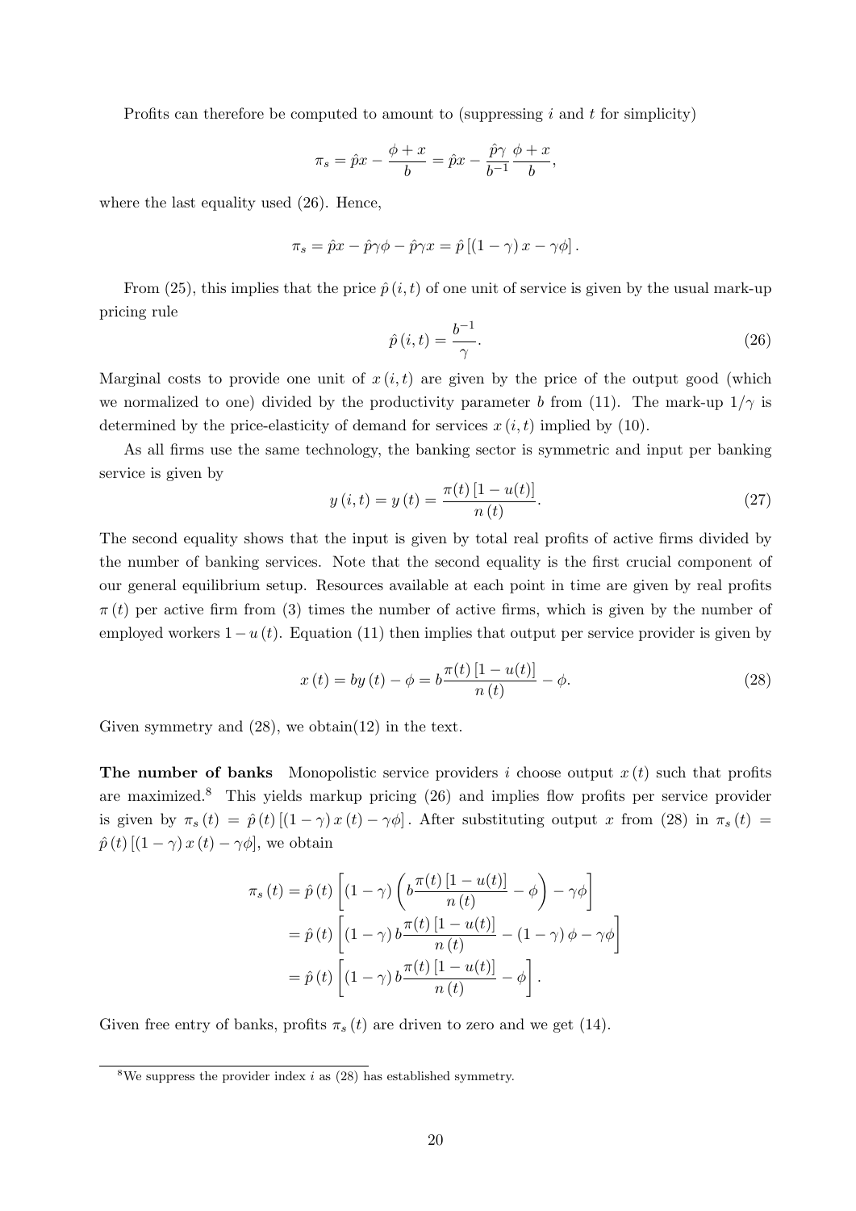Profits can therefore be computed to amount to (suppressing $i$ and $t$ for simplicity)

$$\pi_s = \hat{p}x - \frac{\phi + x}{b} = \hat{p}x - \frac{\hat{p}\gamma}{b^{-1}} \frac{\phi + x}{b},$$

where the last equality used (26). Hence,

$$\pi_s = \hat{p}x - \hat{p}\gamma\phi - \hat{p}\gamma x = \hat{p}\left[(1-\gamma)x - \gamma\phi\right].$$

From (25), this implies that the price $\hat{p}(i,t)$ of one unit of service is given by the usual mark-up pricing rule

$$\hat{p}(i,t) = \frac{b^{-1}}{\gamma}. \tag{26}$$

Marginal costs to provide one unit of $x(i,t)$ are given by the price of the output good (which we normalized to one) divided by the productivity parameter $b$ from (11). The mark-up $1/\gamma$ is determined by the price-elasticity of demand for services $x(i,t)$ implied by (10).

As all firms use the same technology, the banking sector is symmetric and input per banking service is given by

$$y(i,t) = y(t) = \frac{\pi(t)\left[1-u(t)\right]}{n(t)}. \tag{27}$$

The second equality shows that the input is given by total real profits of active firms divided by the number of banking services. Note that the second equality is the first crucial component of our general equilibrium setup. Resources available at each point in time are given by real profits $\pi(t)$ per active firm from (3) times the number of active firms, which is given by the number of employed workers $1-u(t)$. Equation (11) then implies that output per service provider is given by

$$x(t) = by(t) - \phi = b\frac{\pi(t)\left[1-u(t)\right]}{n(t)} - \phi. \tag{28}$$

Given symmetry and (28), we obtain(12) in the text.

**The number of banks** Monopolistic service providers $i$ choose output $x(t)$ such that profits are maximized.[8] This yields markup pricing (26) and implies flow profits per service provider is given by $\pi_s(t) = \hat{p}(t)\left[(1-\gamma)x(t) - \gamma\phi\right]$. After substituting output $x$ from (28) in $\pi_s(t) = \hat{p}(t)\left[(1-\gamma)x(t) - \gamma\phi\right]$, we obtain

$$\begin{aligned}
\pi_s(t) &= \hat{p}(t)\left[(1-\gamma)\left(b\frac{\pi(t)\left[1-u(t)\right]}{n(t)} - \phi\right) - \gamma\phi\right] \\
&= \hat{p}(t)\left[(1-\gamma)b\frac{\pi(t)\left[1-u(t)\right]}{n(t)} - (1-\gamma)\phi - \gamma\phi\right] \\
&= \hat{p}(t)\left[(1-\gamma)b\frac{\pi(t)\left[1-u(t)\right]}{n(t)} - \phi\right].
\end{aligned}$$

Given free entry of banks, profits $\pi_s(t)$ are driven to zero and we get (14).

[8] We suppress the provider index $i$ as (28) has established symmetry.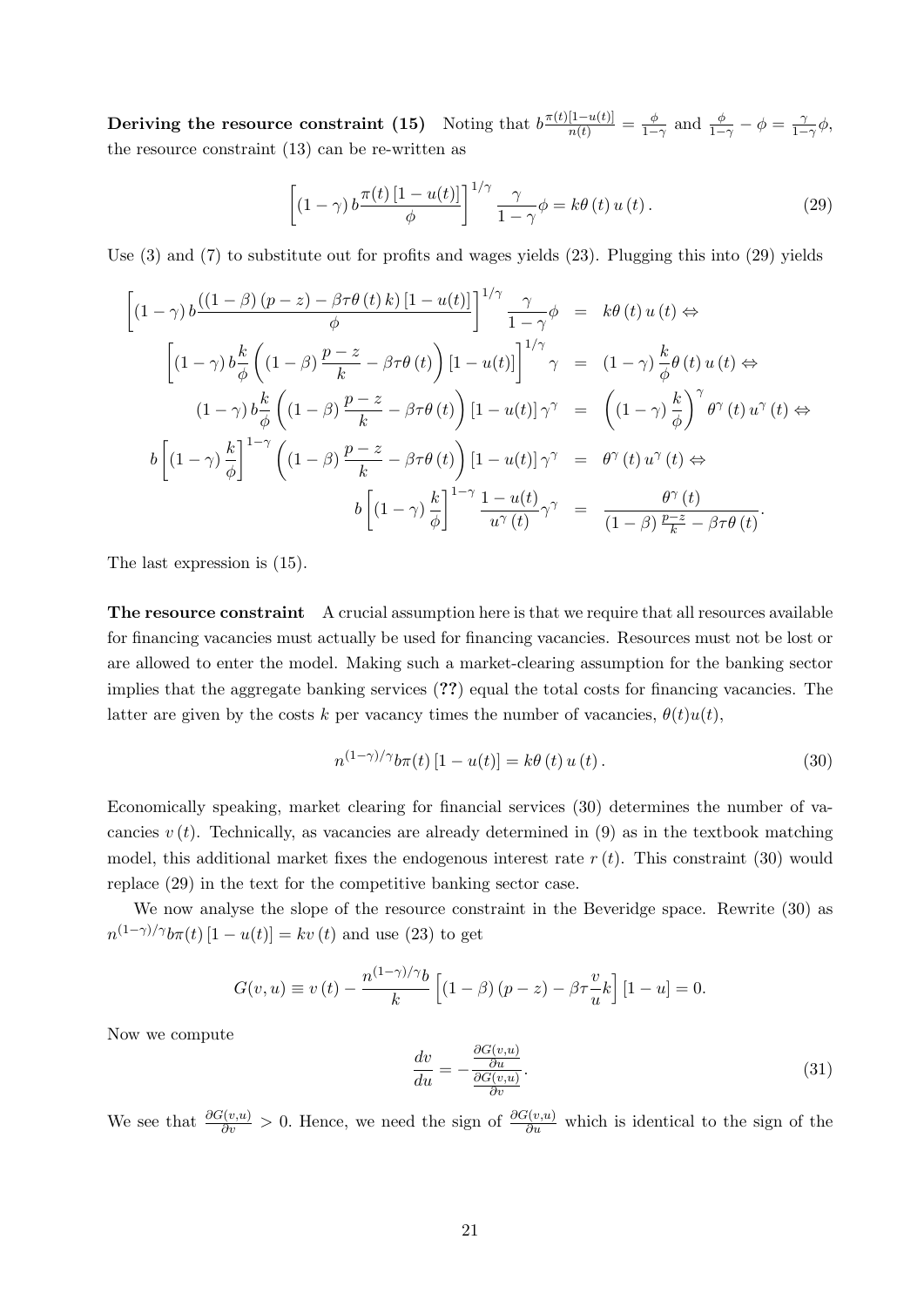**Deriving the resource constraint (15)** Noting that $b\frac{\pi(t)[1-u(t)]}{n(t)} = \frac{\phi}{1-\gamma}$ and $\frac{\phi}{1-\gamma} - \phi = \frac{\gamma}{1-\gamma}\phi$, the resource constraint (13) can be re-written as

$$\left[(1-\gamma)\, b \frac{\pi(t)\,[1-u(t)]}{\phi}\right]^{1/\gamma} \frac{\gamma}{1-\gamma}\phi = k\theta(t)\, u(t). \tag{29}$$

Use (3) and (7) to substitute out for profits and wages yields (23). Plugging this into (29) yields

$$\begin{aligned}
\left[(1-\gamma)\, b \frac{((1-\beta)(p-z) - \beta\tau\theta(t)\, k)\,[1-u(t)]}{\phi}\right]^{1/\gamma} \frac{\gamma}{1-\gamma}\phi &= k\theta(t)\, u(t) \Leftrightarrow \\
\left[(1-\gamma)\, b \frac{k}{\phi}\left((1-\beta)\frac{p-z}{k} - \beta\tau\theta(t)\right)[1-u(t)]\right]^{1/\gamma} \gamma &= (1-\gamma)\frac{k}{\phi}\theta(t)\, u(t) \Leftrightarrow \\
(1-\gamma)\, b \frac{k}{\phi}\left((1-\beta)\frac{p-z}{k} - \beta\tau\theta(t)\right)[1-u(t)]\,\gamma^{\gamma} &= \left((1-\gamma)\frac{k}{\phi}\right)^{\gamma} \theta^{\gamma}(t)\, u^{\gamma}(t) \Leftrightarrow \\
b\left[(1-\gamma)\frac{k}{\phi}\right]^{1-\gamma}\left((1-\beta)\frac{p-z}{k} - \beta\tau\theta(t)\right)[1-u(t)]\,\gamma^{\gamma} &= \theta^{\gamma}(t)\, u^{\gamma}(t) \Leftrightarrow \\
b\left[(1-\gamma)\frac{k}{\phi}\right]^{1-\gamma}\frac{1-u(t)}{u^{\gamma}(t)}\gamma^{\gamma} &= \frac{\theta^{\gamma}(t)}{(1-\beta)\frac{p-z}{k} - \beta\tau\theta(t)}.
\end{aligned}$$

The last expression is (15).

**The resource constraint** A crucial assumption here is that we require that all resources available for financing vacancies must actually be used for financing vacancies. Resources must not be lost or are allowed to enter the model. Making such a market-clearing assumption for the banking sector implies that the aggregate banking services (**??**) equal the total costs for financing vacancies. The latter are given by the costs $k$ per vacancy times the number of vacancies, $\theta(t)u(t)$,

$$n^{(1-\gamma)/\gamma} b\pi(t)\,[1-u(t)] = k\theta(t)\, u(t). \tag{30}$$

Economically speaking, market clearing for financial services (30) determines the number of vacancies $v(t)$. Technically, as vacancies are already determined in (9) as in the textbook matching model, this additional market fixes the endogenous interest rate $r(t)$. This constraint (30) would replace (29) in the text for the competitive banking sector case.

We now analyse the slope of the resource constraint in the Beveridge space. Rewrite (30) as $n^{(1-\gamma)/\gamma} b\pi(t)\,[1-u(t)] = kv(t)$ and use (23) to get

$$G(v,u) \equiv v(t) - \frac{n^{(1-\gamma)/\gamma} b}{k}\left[(1-\beta)(p-z) - \beta\tau\frac{v}{u}k\right][1-u] = 0.$$

Now we compute

$$\frac{dv}{du} = -\frac{\frac{\partial G(v,u)}{\partial u}}{\frac{\partial G(v,u)}{\partial v}}. \tag{31}$$

We see that $\frac{\partial G(v,u)}{\partial v} > 0$. Hence, we need the sign of $\frac{\partial G(v,u)}{\partial u}$ which is identical to the sign of the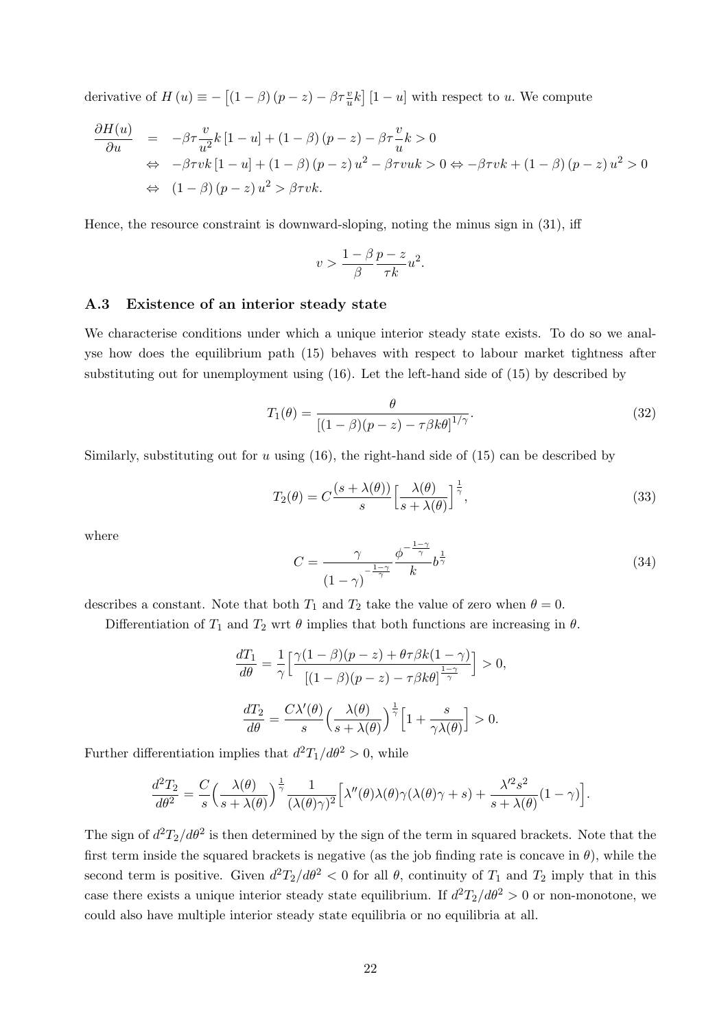derivative of $H(u) \equiv -\left[(1-\beta)(p-z) - \beta\tau\frac{v}{u}k\right][1-u]$ with respect to $u$. We compute

$$
\begin{aligned}
\frac{\partial H(u)}{\partial u} &= -\beta\tau\frac{v}{u^2}k[1-u] + (1-\beta)(p-z) - \beta\tau\frac{v}{u}k > 0 \\
&\Leftrightarrow -\beta\tau vk[1-u] + (1-\beta)(p-z)u^2 - \beta\tau vuk > 0 \Leftrightarrow -\beta\tau vk + (1-\beta)(p-z)u^2 > 0 \\
&\Leftrightarrow (1-\beta)(p-z)u^2 > \beta\tau vk.
\end{aligned}
$$

Hence, the resource constraint is downward-sloping, noting the minus sign in (31), iff

$$
v > \frac{1-\beta}{\beta}\frac{p-z}{\tau k}u^2.
$$

### A.3 Existence of an interior steady state

We characterise conditions under which a unique interior steady state exists. To do so we analyse how does the equilibrium path (15) behaves with respect to labour market tightness after substituting out for unemployment using (16). Let the left-hand side of (15) by described by

$$
T_1(\theta) = \frac{\theta}{\left[(1-\beta)(p-z) - \tau\beta k\theta\right]^{1/\gamma}}. \tag{32}
$$

Similarly, substituting out for $u$ using (16), the right-hand side of (15) can be described by

$$
T_2(\theta) = C\frac{(s+\lambda(\theta))}{s}\Big[\frac{\lambda(\theta)}{s+\lambda(\theta)}\Big]^{\frac{1}{\gamma}}, \tag{33}
$$

where

$$
C = \frac{\gamma}{(1-\gamma)^{-\frac{1-\gamma}{\gamma}}}\frac{\phi^{-\frac{1-\gamma}{\gamma}}}{k}b^{\frac{1}{\gamma}} \tag{34}
$$

describes a constant. Note that both $T_1$ and $T_2$ take the value of zero when $\theta = 0$.

Differentiation of $T_1$ and $T_2$ wrt $\theta$ implies that both functions are increasing in $\theta$.

$$
\frac{dT_1}{d\theta} = \frac{1}{\gamma}\Big[\frac{\gamma(1-\beta)(p-z) + \theta\tau\beta k(1-\gamma)}{\left[(1-\beta)(p-z) - \tau\beta k\theta\right]^{\frac{1-\gamma}{\gamma}}}\Big] > 0,
$$

$$
\frac{dT_2}{d\theta} = \frac{C\lambda'(\theta)}{s}\Big(\frac{\lambda(\theta)}{s+\lambda(\theta)}\Big)^{\frac{1}{\gamma}}\Big[1 + \frac{s}{\gamma\lambda(\theta)}\Big] > 0.
$$

Further differentiation implies that $d^2T_1/d\theta^2 > 0$, while

$$
\frac{d^2T_2}{d\theta^2} = \frac{C}{s}\Big(\frac{\lambda(\theta)}{s+\lambda(\theta)}\Big)^{\frac{1}{\gamma}}\frac{1}{(\lambda(\theta)\gamma)^2}\Big[\lambda''(\theta)\lambda(\theta)\gamma(\lambda(\theta)\gamma + s) + \frac{\lambda'^2 s^2}{s+\lambda(\theta)}(1-\gamma)\Big].
$$

The sign of $d^2T_2/d\theta^2$ is then determined by the sign of the term in squared brackets. Note that the first term inside the squared brackets is negative (as the job finding rate is concave in $\theta$), while the second term is positive. Given $d^2T_2/d\theta^2 < 0$ for all $\theta$, continuity of $T_1$ and $T_2$ imply that in this case there exists a unique interior steady state equilibrium. If $d^2T_2/d\theta^2 > 0$ or non-monotone, we could also have multiple interior steady state equilibria or no equilibria at all.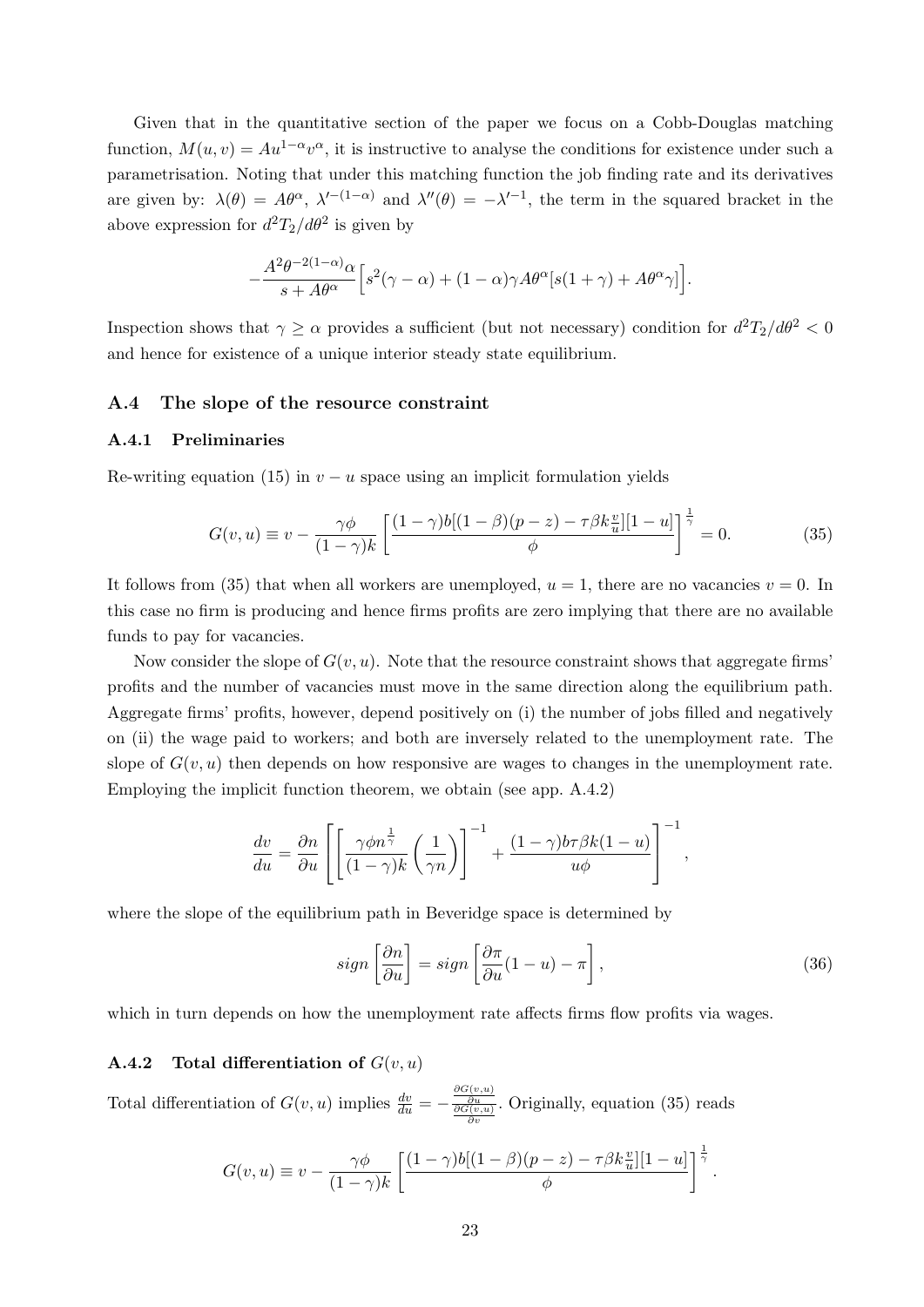Given that in the quantitative section of the paper we focus on a Cobb-Douglas matching function, $M(u,v) = Au^{1-\alpha}v^{\alpha}$, it is instructive to analyse the conditions for existence under such a parametrisation. Noting that under this matching function the job finding rate and its derivatives are given by: $\lambda(\theta) = A\theta^{\alpha}$, $\lambda'^{-(1-\alpha)}$ and $\lambda''(\theta) = -\lambda'^{-1}$, the term in the squared bracket in the above expression for $d^2T_2/d\theta^2$ is given by

$$-\frac{A^2\theta^{-2(1-\alpha)}\alpha}{s + A\theta^{\alpha}}\Big[s^2(\gamma - \alpha) + (1-\alpha)\gamma A\theta^{\alpha}[s(1+\gamma) + A\theta^{\alpha}\gamma]\Big].$$

Inspection shows that $\gamma \geq \alpha$ provides a sufficient (but not necessary) condition for $d^2T_2/d\theta^2 < 0$ and hence for existence of a unique interior steady state equilibrium.

## A.4 The slope of the resource constraint

### A.4.1 Preliminaries

Re-writing equation (15) in $v-u$ space using an implicit formulation yields

$$G(v,u) \equiv v - \frac{\gamma\phi}{(1-\gamma)k}\left[\frac{(1-\gamma)b[(1-\beta)(p-z) - \tau\beta k\frac{v}{u}][1-u]}{\phi}\right]^{\frac{1}{\gamma}} = 0. \tag{35}$$

It follows from (35) that when all workers are unemployed, $u = 1$, there are no vacancies $v = 0$. In this case no firm is producing and hence firms profits are zero implying that there are no available funds to pay for vacancies.

Now consider the slope of $G(v,u)$. Note that the resource constraint shows that aggregate firms' profits and the number of vacancies must move in the same direction along the equilibrium path. Aggregate firms' profits, however, depend positively on (i) the number of jobs filled and negatively on (ii) the wage paid to workers; and both are inversely related to the unemployment rate. The slope of $G(v,u)$ then depends on how responsive are wages to changes in the unemployment rate. Employing the implicit function theorem, we obtain (see app. A.4.2)

$$\frac{dv}{du} = \frac{\partial n}{\partial u}\left[\left[\frac{\gamma\phi n^{\frac{1}{\gamma}}}{(1-\gamma)k}\left(\frac{1}{\gamma n}\right)\right]^{-1} + \frac{(1-\gamma)b\tau\beta k(1-u)}{u\phi}\right]^{-1},$$

where the slope of the equilibrium path in Beveridge space is determined by

$$sign\left[\frac{\partial n}{\partial u}\right] = sign\left[\frac{\partial \pi}{\partial u}(1-u) - \pi\right], \tag{36}$$

which in turn depends on how the unemployment rate affects firms flow profits via wages.

### A.4.2 Total differentiation of $G(v,u)$

Total differentiation of $G(v,u)$ implies $\frac{dv}{du} = -\frac{\frac{\partial G(v,u)}{\partial u}}{\frac{\partial G(v,u)}{\partial v}}$. Originally, equation (35) reads

$$G(v,u) \equiv v - \frac{\gamma\phi}{(1-\gamma)k}\left[\frac{(1-\gamma)b[(1-\beta)(p-z) - \tau\beta k\frac{v}{u}][1-u]}{\phi}\right]^{\frac{1}{\gamma}}.$$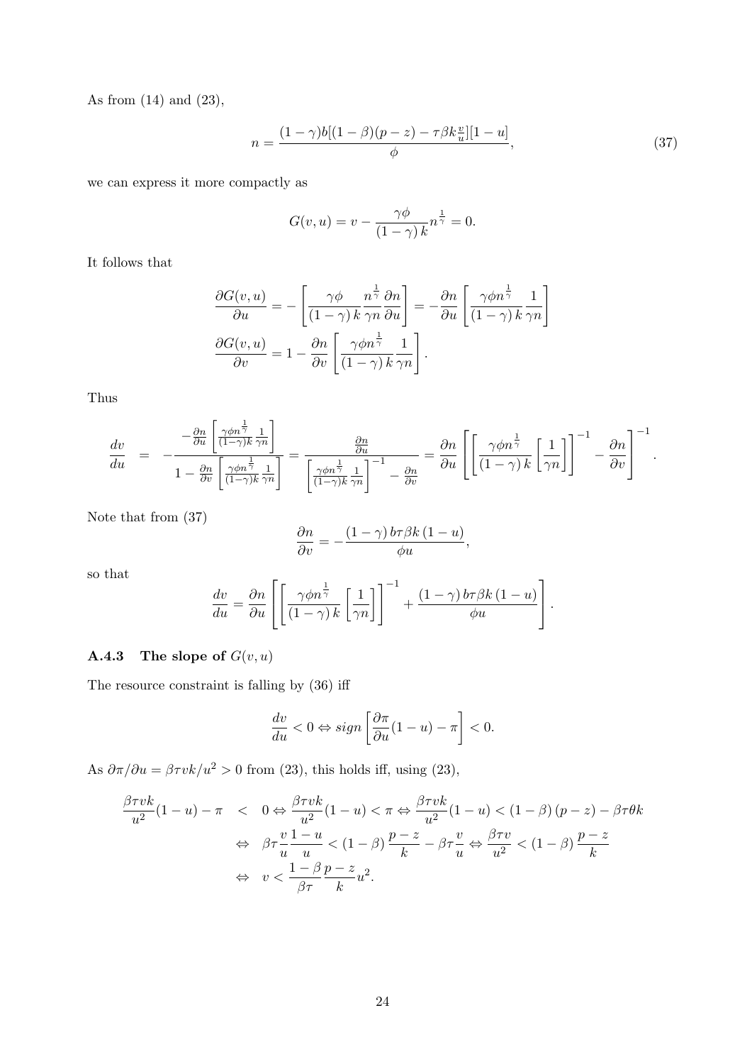As from (14) and (23),

$$n = \frac{(1-\gamma)b[(1-\beta)(p-z) - \tau\beta k \frac{v}{u}][1-u]}{\phi}, \tag{37}$$

we can express it more compactly as

$$G(v,u) = v - \frac{\gamma\phi}{(1-\gamma)\,k} n^{\frac{1}{\gamma}} = 0.$$

It follows that

$$\frac{\partial G(v,u)}{\partial u} = -\left[\frac{\gamma\phi}{(1-\gamma)\,k}\frac{n^{\frac{1}{\gamma}}}{\gamma n}\frac{\partial n}{\partial u}\right] = -\frac{\partial n}{\partial u}\left[\frac{\gamma\phi n^{\frac{1}{\gamma}}}{(1-\gamma)\,k}\frac{1}{\gamma n}\right]$$

$$\frac{\partial G(v,u)}{\partial v} = 1 - \frac{\partial n}{\partial v}\left[\frac{\gamma\phi n^{\frac{1}{\gamma}}}{(1-\gamma)\,k}\frac{1}{\gamma n}\right].$$

Thus

$$\frac{dv}{du} = -\frac{-\frac{\partial n}{\partial u}\left[\frac{\gamma\phi n^{\frac{1}{\gamma}}}{(1-\gamma)k}\frac{1}{\gamma n}\right]}{1-\frac{\partial n}{\partial v}\left[\frac{\gamma\phi n^{\frac{1}{\gamma}}}{(1-\gamma)k}\frac{1}{\gamma n}\right]} = \frac{\frac{\partial n}{\partial u}}{\left[\frac{\gamma\phi n^{\frac{1}{\gamma}}}{(1-\gamma)k}\frac{1}{\gamma n}\right]^{-1} - \frac{\partial n}{\partial v}} = \frac{\partial n}{\partial u}\left[\left[\frac{\gamma\phi n^{\frac{1}{\gamma}}}{(1-\gamma)\,k}\left[\frac{1}{\gamma n}\right]\right]^{-1} - \frac{\partial n}{\partial v}\right]^{-1}.$$

Note that from (37)

$$\frac{\partial n}{\partial v} = -\frac{(1-\gamma)\,b\tau\beta k\,(1-u)}{\phi u},$$

so that

$$\frac{dv}{du} = \frac{\partial n}{\partial u}\left[\left[\frac{\gamma\phi n^{\frac{1}{\gamma}}}{(1-\gamma)\,k}\left[\frac{1}{\gamma n}\right]\right]^{-1} + \frac{(1-\gamma)\,b\tau\beta k\,(1-u)}{\phi u}\right].$$

### A.4.3 The slope of $G(v,u)$

The resource constraint is falling by (36) iff

$$\frac{dv}{du} < 0 \Leftrightarrow sign\left[\frac{\partial\pi}{\partial u}(1-u) - \pi\right] < 0.$$

As $\partial\pi/\partial u = \beta\tau vk/u^2 > 0$ from (23), this holds iff, using (23),

$$\begin{aligned}
\frac{\beta\tau vk}{u^2}(1-u) - \pi \quad &< \quad 0 \Leftrightarrow \frac{\beta\tau vk}{u^2}(1-u) < \pi \Leftrightarrow \frac{\beta\tau vk}{u^2}(1-u) < (1-\beta)\,(p-z) - \beta\tau\theta k \\
&\Leftrightarrow \beta\tau\frac{v}{u}\frac{1-u}{u} < (1-\beta)\,\frac{p-z}{k} - \beta\tau\frac{v}{u} \Leftrightarrow \frac{\beta\tau v}{u^2} < (1-\beta)\,\frac{p-z}{k} \\
&\Leftrightarrow v < \frac{1-\beta}{\beta\tau}\frac{p-z}{k}u^2.
\end{aligned}$$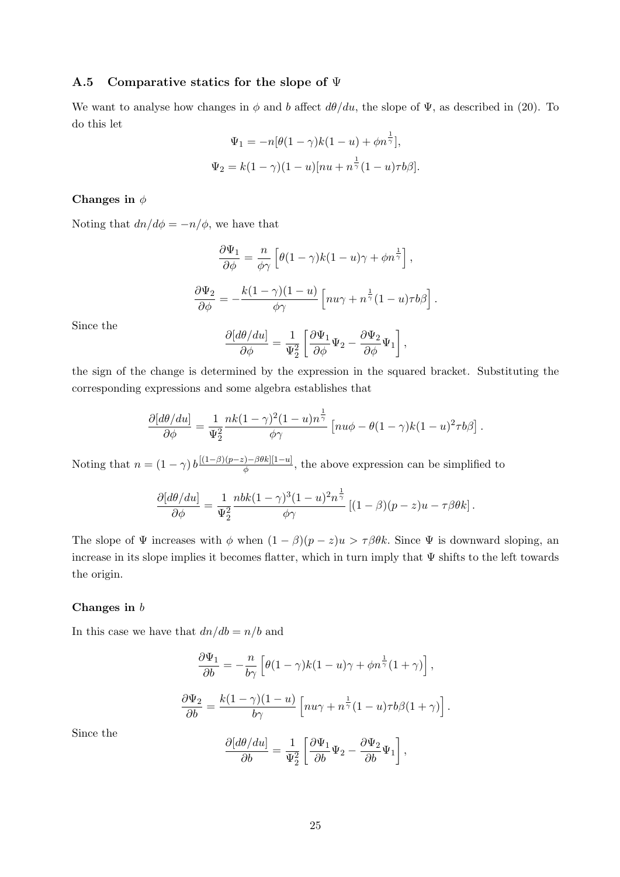### A.5 Comparative statics for the slope of $\Psi$

We want to analyse how changes in $\phi$ and $b$ affect $d\theta/du$, the slope of $\Psi$, as described in (20). To do this let

$$\Psi_1 = -n[\theta(1-\gamma)k(1-u) + \phi n^{\frac{1}{\gamma}}],$$

$$\Psi_2 = k(1-\gamma)(1-u)[nu + n^{\frac{1}{\gamma}}(1-u)\tau b\beta].$$

**Changes in $\phi$**

Noting that $dn/d\phi = -n/\phi$, we have that

$$\frac{\partial \Psi_1}{\partial \phi} = \frac{n}{\phi\gamma}\left[\theta(1-\gamma)k(1-u)\gamma + \phi n^{\frac{1}{\gamma}}\right],$$

$$\frac{\partial \Psi_2}{\partial \phi} = -\frac{k(1-\gamma)(1-u)}{\phi\gamma}\left[nu\gamma + n^{\frac{1}{\gamma}}(1-u)\tau b\beta\right].$$

Since the

$$\frac{\partial[d\theta/du]}{\partial \phi} = \frac{1}{\Psi_2^2}\left[\frac{\partial \Psi_1}{\partial \phi}\Psi_2 - \frac{\partial \Psi_2}{\partial \phi}\Psi_1\right],$$

the sign of the change is determined by the expression in the squared bracket. Substituting the corresponding expressions and some algebra establishes that

$$\frac{\partial[d\theta/du]}{\partial \phi} = \frac{1}{\Psi_2^2}\frac{nk(1-\gamma)^2(1-u)n^{\frac{1}{\gamma}}}{\phi\gamma}\left[nu\phi - \theta(1-\gamma)k(1-u)^2\tau b\beta\right].$$

Noting that $n = (1-\gamma)\, b\frac{[(1-\beta)(p-z)-\beta\theta k][1-u]}{\phi}$, the above expression can be simplified to

$$\frac{\partial[d\theta/du]}{\partial \phi} = \frac{1}{\Psi_2^2}\frac{nbk(1-\gamma)^3(1-u)^2n^{\frac{1}{\gamma}}}{\phi\gamma}\left[(1-\beta)(p-z)u - \tau\beta\theta k\right].$$

The slope of $\Psi$ increases with $\phi$ when $(1-\beta)(p-z)u > \tau\beta\theta k$. Since $\Psi$ is downward sloping, an increase in its slope implies it becomes flatter, which in turn imply that $\Psi$ shifts to the left towards the origin.

**Changes in $b$**

In this case we have that $dn/db = n/b$ and

$$\frac{\partial \Psi_1}{\partial b} = -\frac{n}{b\gamma}\left[\theta(1-\gamma)k(1-u)\gamma + \phi n^{\frac{1}{\gamma}}(1+\gamma)\right],$$

$$\frac{\partial \Psi_2}{\partial b} = \frac{k(1-\gamma)(1-u)}{b\gamma}\left[nu\gamma + n^{\frac{1}{\gamma}}(1-u)\tau b\beta(1+\gamma)\right].$$

Since the

$$\frac{\partial[d\theta/du]}{\partial b} = \frac{1}{\Psi_2^2}\left[\frac{\partial \Psi_1}{\partial b}\Psi_2 - \frac{\partial \Psi_2}{\partial b}\Psi_1\right],$$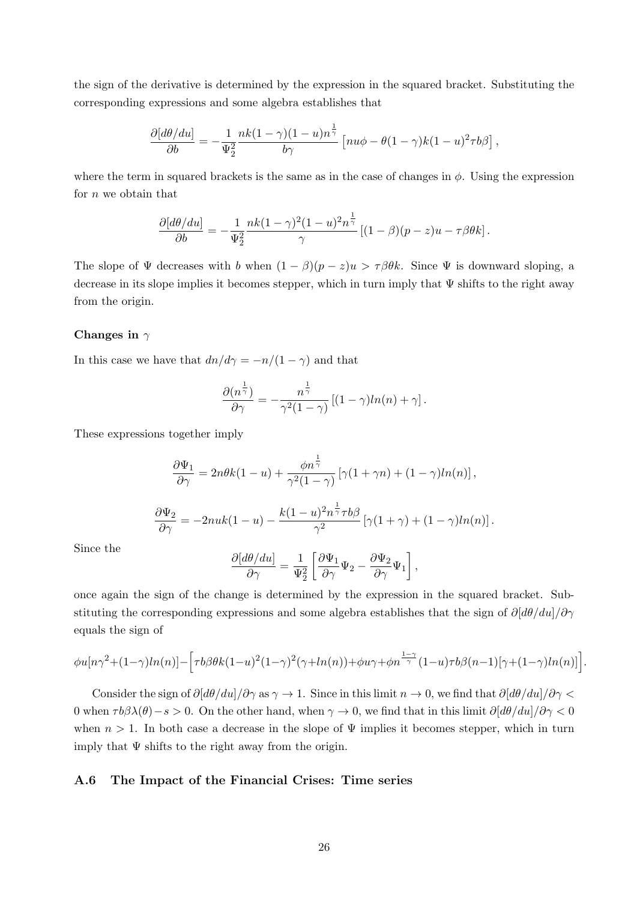the sign of the derivative is determined by the expression in the squared bracket. Substituting the corresponding expressions and some algebra establishes that

$$\frac{\partial[d\theta/du]}{\partial b} = -\frac{1}{\Psi_2^2}\frac{nk(1-\gamma)(1-u)n^{\frac{1}{\gamma}}}{b\gamma}\left[nu\phi - \theta(1-\gamma)k(1-u)^2\tau b\beta\right],$$

where the term in squared brackets is the same as in the case of changes in $\phi$. Using the expression for $n$ we obtain that

$$\frac{\partial[d\theta/du]}{\partial b} = -\frac{1}{\Psi_2^2}\frac{nk(1-\gamma)^2(1-u)^2n^{\frac{1}{\gamma}}}{\gamma}\left[(1-\beta)(p-z)u - \tau\beta\theta k\right].$$

The slope of $\Psi$ decreases with $b$ when $(1-\beta)(p-z)u > \tau\beta\theta k$. Since $\Psi$ is downward sloping, a decrease in its slope implies it becomes stepper, which in turn imply that $\Psi$ shifts to the right away from the origin.

**Changes in $\gamma$**

In this case we have that $dn/d\gamma = -n/(1-\gamma)$ and that

$$\frac{\partial(n^{\frac{1}{\gamma}})}{\partial\gamma} = -\frac{n^{\frac{1}{\gamma}}}{\gamma^2(1-\gamma)}\left[(1-\gamma)ln(n) + \gamma\right].$$

These expressions together imply

$$\frac{\partial\Psi_1}{\partial\gamma} = 2n\theta k(1-u) + \frac{\phi n^{\frac{1}{\gamma}}}{\gamma^2(1-\gamma)}\left[\gamma(1+\gamma n) + (1-\gamma)ln(n)\right],$$

$$\frac{\partial\Psi_2}{\partial\gamma} = -2nuk(1-u) - \frac{k(1-u)^2n^{\frac{1}{\gamma}}\tau b\beta}{\gamma^2}\left[\gamma(1+\gamma) + (1-\gamma)ln(n)\right].$$

Since the

$$\frac{\partial[d\theta/du]}{\partial\gamma} = \frac{1}{\Psi_2^2}\left[\frac{\partial\Psi_1}{\partial\gamma}\Psi_2 - \frac{\partial\Psi_2}{\partial\gamma}\Psi_1\right],$$

once again the sign of the change is determined by the expression in the squared bracket. Substituting the corresponding expressions and some algebra establishes that the sign of $\partial[d\theta/du]/\partial\gamma$ equals the sign of

$$\phi u[n\gamma^2+(1-\gamma)ln(n)] - \Big[\tau b\beta\theta k(1-u)^2(1-\gamma)^2(\gamma+ln(n)) + \phi u\gamma + \phi n^{\frac{1-\gamma}{\gamma}}(1-u)\tau b\beta(n-1)[\gamma+(1-\gamma)ln(n)]\Big].$$

Consider the sign of $\partial[d\theta/du]/\partial\gamma$ as $\gamma \to 1$. Since in this limit $n \to 0$, we find that $\partial[d\theta/du]/\partial\gamma < 0$ when $\tau b\beta\lambda(\theta) - s > 0$. On the other hand, when $\gamma \to 0$, we find that in this limit $\partial[d\theta/du]/\partial\gamma < 0$ when $n > 1$. In both case a decrease in the slope of $\Psi$ implies it becomes stepper, which in turn imply that $\Psi$ shifts to the right away from the origin.

### A.6 The Impact of the Financial Crises: Time series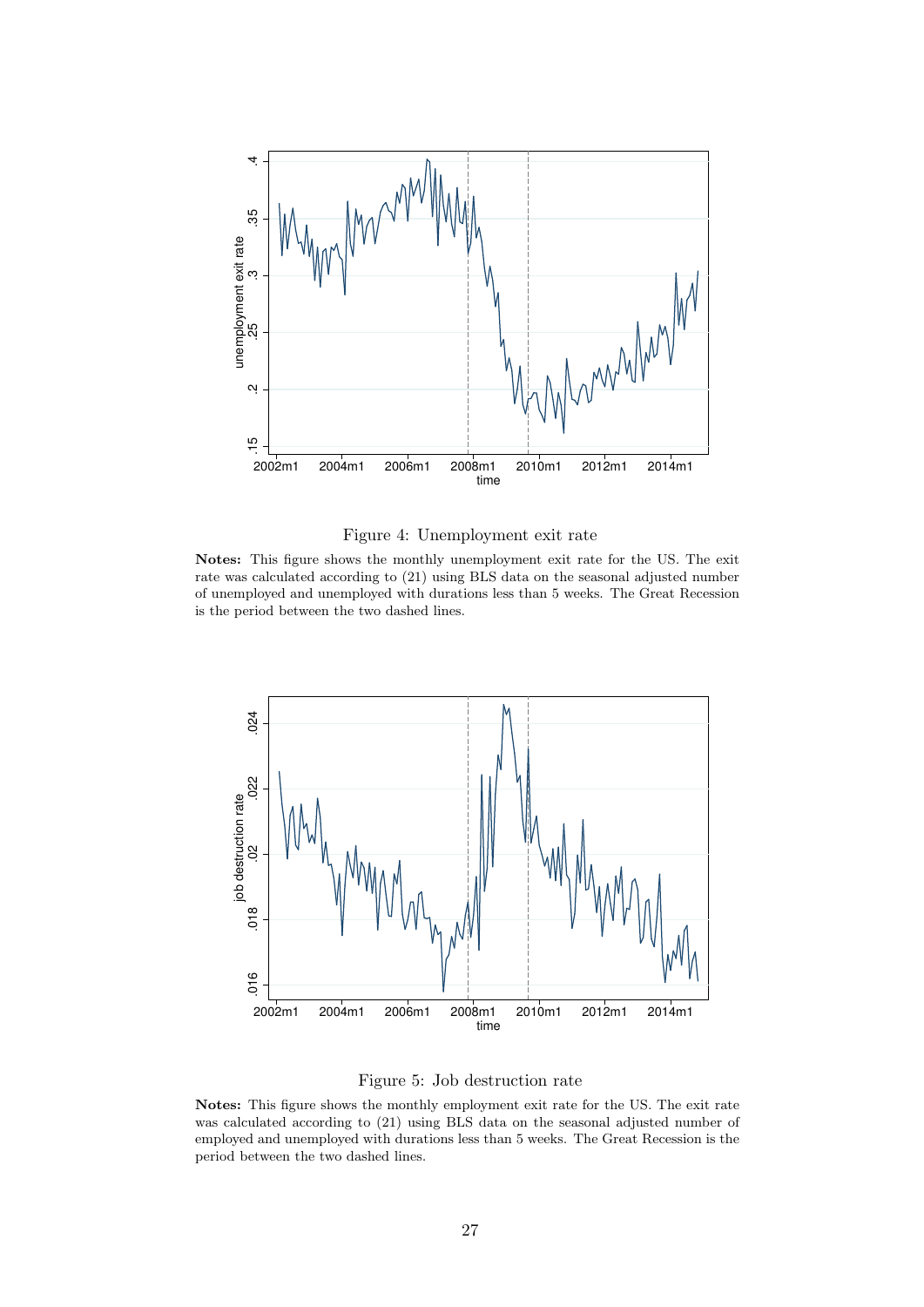Figure 4: Unemployment exit rate

**Notes:** This figure shows the monthly unemployment exit rate for the US. The exit rate was calculated according to (21) using BLS data on the seasonal adjusted number of unemployed and unemployed with durations less than 5 weeks. The Great Recession is the period between the two dashed lines.

Figure 5: Job destruction rate

**Notes:** This figure shows the monthly employment exit rate for the US. The exit rate was calculated according to (21) using BLS data on the seasonal adjusted number of employed and unemployed with durations less than 5 weeks. The Great Recession is the period between the two dashed lines.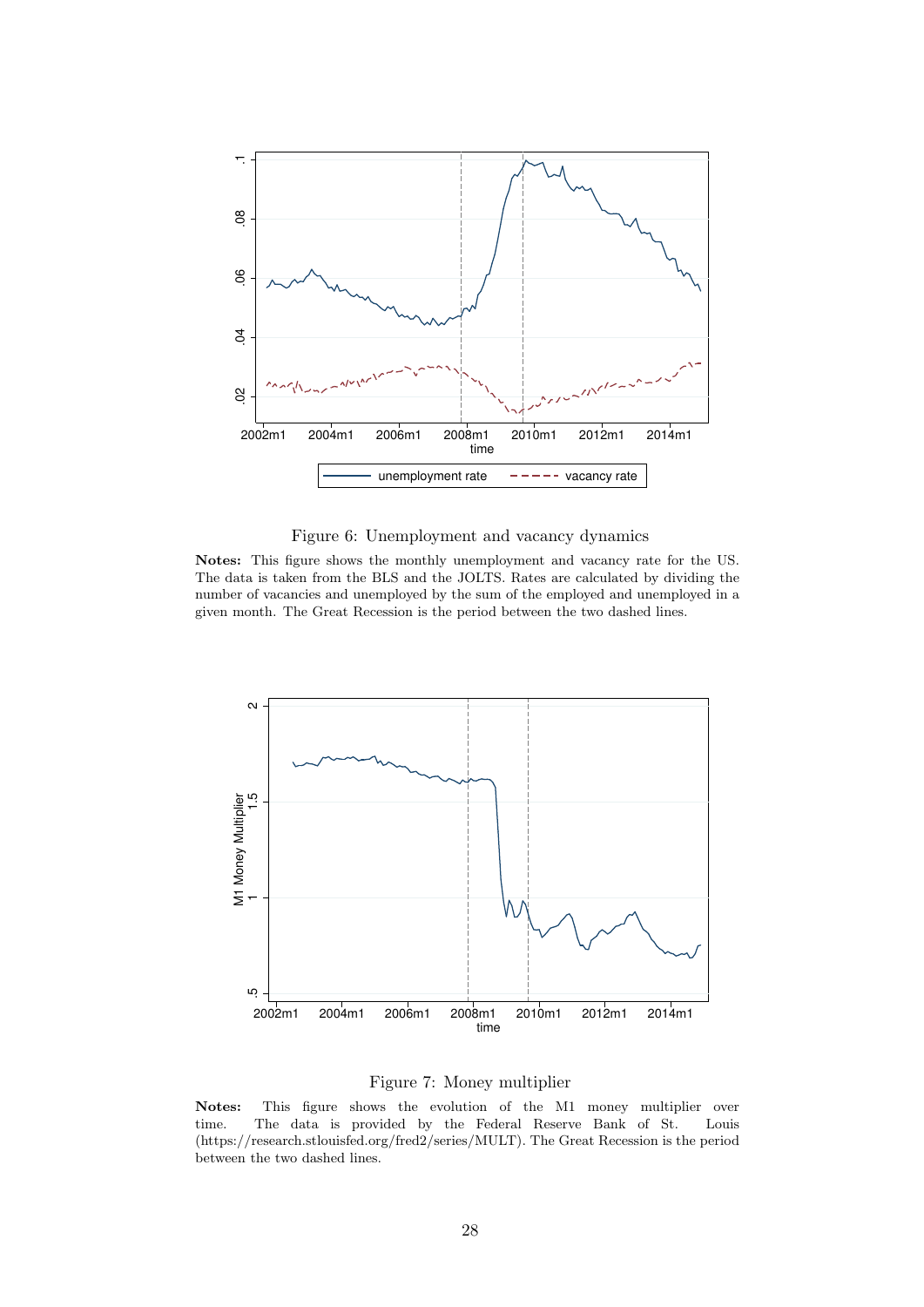.1

.08

.06

.04

.02

2002m1 2004m1 2006m1 2008m1 2010m1 2012m1 2014m1

time

unemployment rate

vacancy rate

Figure 6: Unemployment and vacancy dynamics

**Notes:** This figure shows the monthly unemployment and vacancy rate for the US. The data is taken from the BLS and the JOLTS. Rates are calculated by dividing the number of vacancies and unemployed by the sum of the employed and unemployed in a given month. The Great Recession is the period between the two dashed lines.

M1 Money Multiplier

2

1.5

1

.5

2002m1 2004m1 2006m1 2008m1 2010m1 2012m1 2014m1

time

Figure 7: Money multiplier

**Notes:** This figure shows the evolution of the M1 money multiplier over time. The data is provided by the Federal Reserve Bank of St. Louis (https://research.stlouisfed.org/fred2/series/MULT). The Great Recession is the period between the two dashed lines.